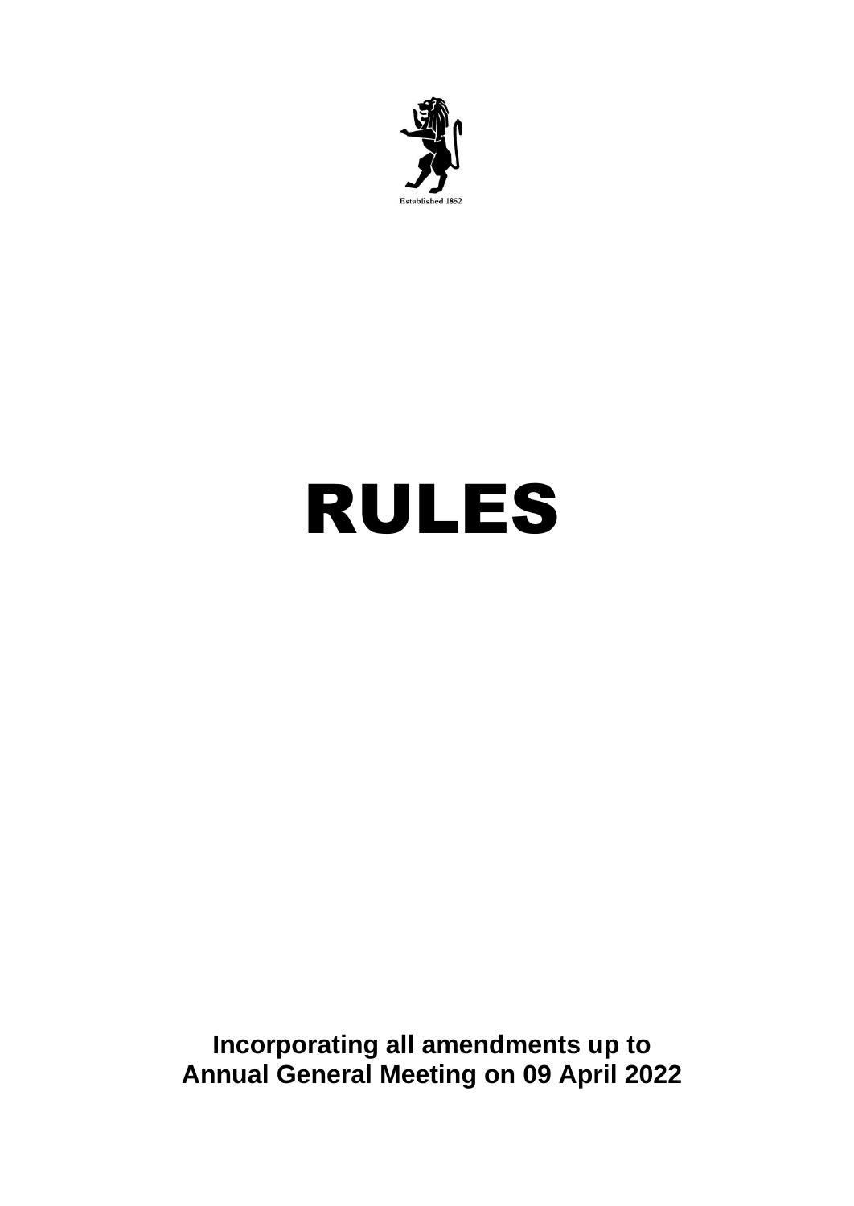Established 1852

# RULES

**Incorporating all amendments up to Annual General Meeting on 09 April 2022**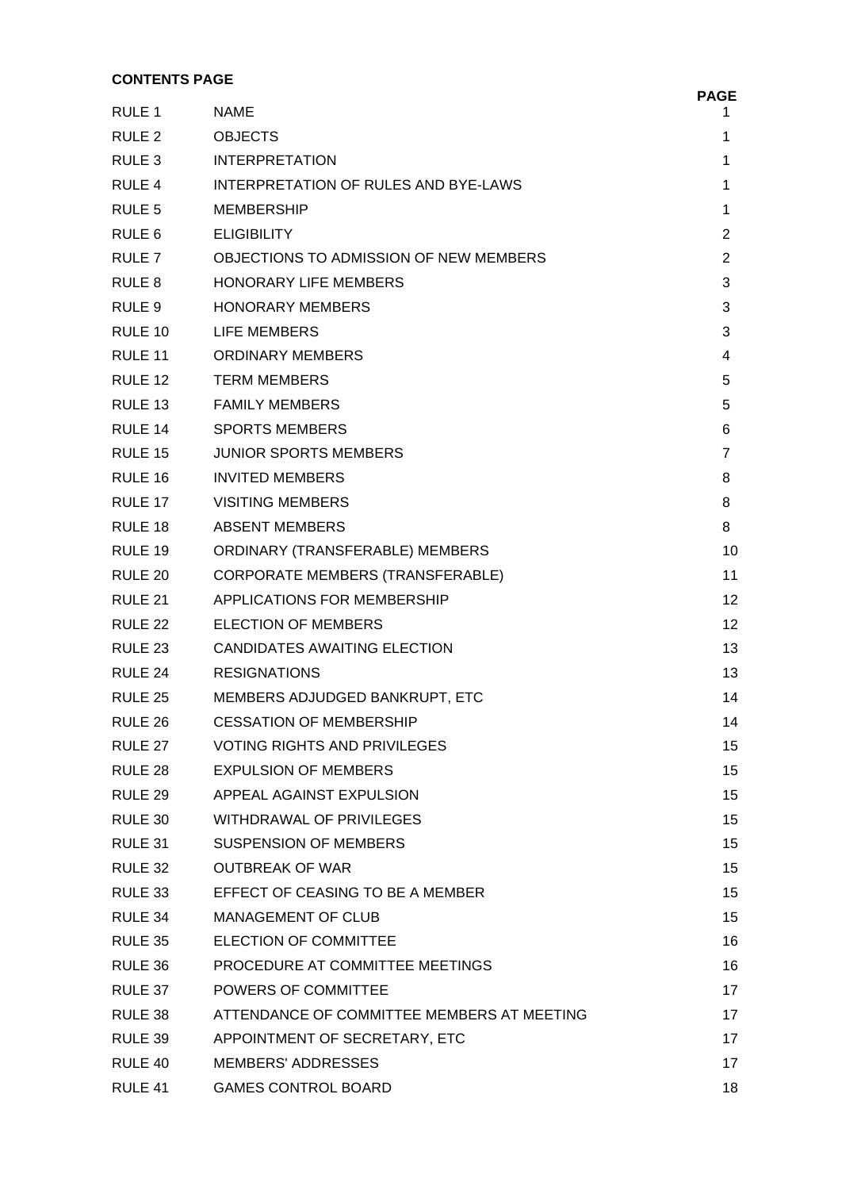**CONTENTS PAGE**

| | | PAGE |
|---|---|---|
| RULE 1 | NAME | 1 |
| RULE 2 | OBJECTS | 1 |
| RULE 3 | INTERPRETATION | 1 |
| RULE 4 | INTERPRETATION OF RULES AND BYE-LAWS | 1 |
| RULE 5 | MEMBERSHIP | 1 |
| RULE 6 | ELIGIBILITY | 2 |
| RULE 7 | OBJECTIONS TO ADMISSION OF NEW MEMBERS | 2 |
| RULE 8 | HONORARY LIFE MEMBERS | 3 |
| RULE 9 | HONORARY MEMBERS | 3 |
| RULE 10 | LIFE MEMBERS | 3 |
| RULE 11 | ORDINARY MEMBERS | 4 |
| RULE 12 | TERM MEMBERS | 5 |
| RULE 13 | FAMILY MEMBERS | 5 |
| RULE 14 | SPORTS MEMBERS | 6 |
| RULE 15 | JUNIOR SPORTS MEMBERS | 7 |
| RULE 16 | INVITED MEMBERS | 8 |
| RULE 17 | VISITING MEMBERS | 8 |
| RULE 18 | ABSENT MEMBERS | 8 |
| RULE 19 | ORDINARY (TRANSFERABLE) MEMBERS | 10 |
| RULE 20 | CORPORATE MEMBERS (TRANSFERABLE) | 11 |
| RULE 21 | APPLICATIONS FOR MEMBERSHIP | 12 |
| RULE 22 | ELECTION OF MEMBERS | 12 |
| RULE 23 | CANDIDATES AWAITING ELECTION | 13 |
| RULE 24 | RESIGNATIONS | 13 |
| RULE 25 | MEMBERS ADJUDGED BANKRUPT, ETC | 14 |
| RULE 26 | CESSATION OF MEMBERSHIP | 14 |
| RULE 27 | VOTING RIGHTS AND PRIVILEGES | 15 |
| RULE 28 | EXPULSION OF MEMBERS | 15 |
| RULE 29 | APPEAL AGAINST EXPULSION | 15 |
| RULE 30 | WITHDRAWAL OF PRIVILEGES | 15 |
| RULE 31 | SUSPENSION OF MEMBERS | 15 |
| RULE 32 | OUTBREAK OF WAR | 15 |
| RULE 33 | EFFECT OF CEASING TO BE A MEMBER | 15 |
| RULE 34 | MANAGEMENT OF CLUB | 15 |
| RULE 35 | ELECTION OF COMMITTEE | 16 |
| RULE 36 | PROCEDURE AT COMMITTEE MEETINGS | 16 |
| RULE 37 | POWERS OF COMMITTEE | 17 |
| RULE 38 | ATTENDANCE OF COMMITTEE MEMBERS AT MEETING | 17 |
| RULE 39 | APPOINTMENT OF SECRETARY, ETC | 17 |
| RULE 40 | MEMBERS' ADDRESSES | 17 |
| RULE 41 | GAMES CONTROL BOARD | 18 |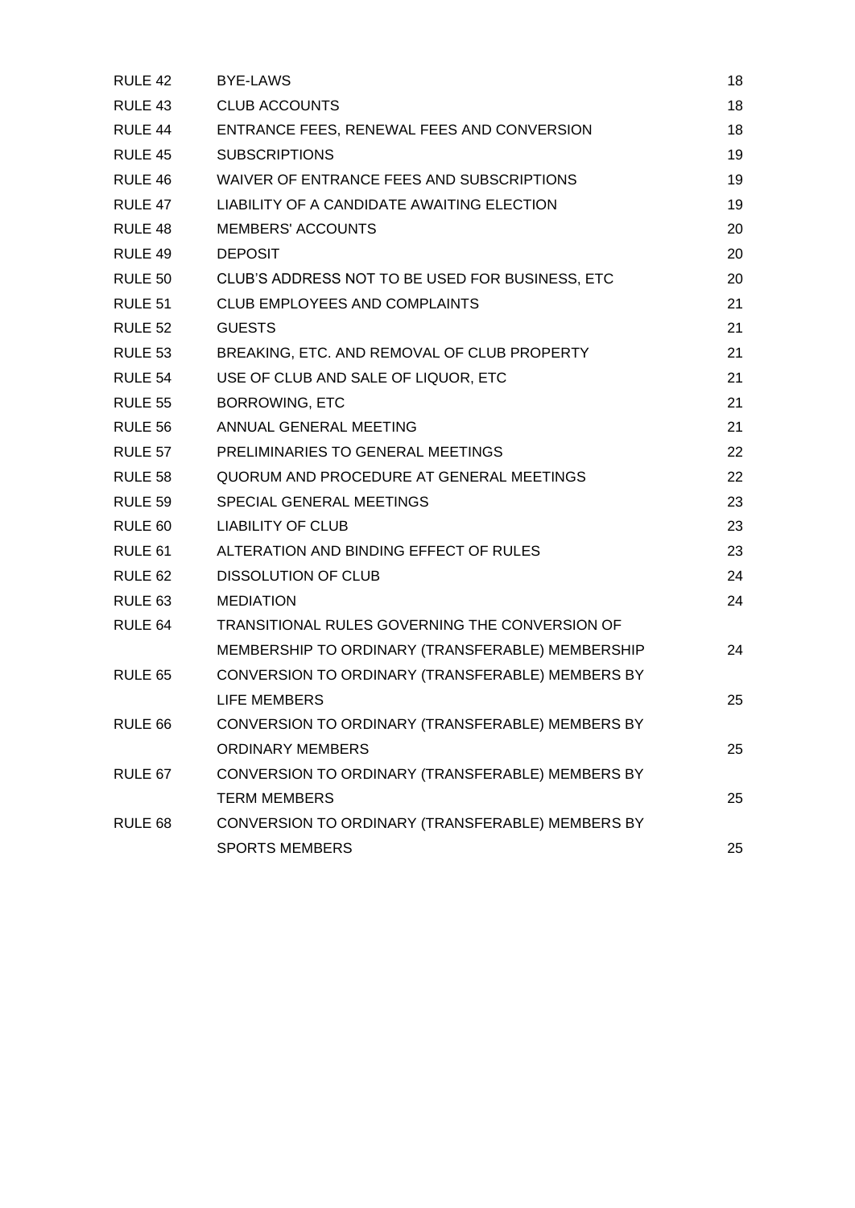| | | |
|---|---|---|
| RULE 42 | BYE-LAWS | 18 |
| RULE 43 | CLUB ACCOUNTS | 18 |
| RULE 44 | ENTRANCE FEES, RENEWAL FEES AND CONVERSION | 18 |
| RULE 45 | SUBSCRIPTIONS | 19 |
| RULE 46 | WAIVER OF ENTRANCE FEES AND SUBSCRIPTIONS | 19 |
| RULE 47 | LIABILITY OF A CANDIDATE AWAITING ELECTION | 19 |
| RULE 48 | MEMBERS' ACCOUNTS | 20 |
| RULE 49 | DEPOSIT | 20 |
| RULE 50 | CLUB'S ADDRESS NOT TO BE USED FOR BUSINESS, ETC | 20 |
| RULE 51 | CLUB EMPLOYEES AND COMPLAINTS | 21 |
| RULE 52 | GUESTS | 21 |
| RULE 53 | BREAKING, ETC. AND REMOVAL OF CLUB PROPERTY | 21 |
| RULE 54 | USE OF CLUB AND SALE OF LIQUOR, ETC | 21 |
| RULE 55 | BORROWING, ETC | 21 |
| RULE 56 | ANNUAL GENERAL MEETING | 21 |
| RULE 57 | PRELIMINARIES TO GENERAL MEETINGS | 22 |
| RULE 58 | QUORUM AND PROCEDURE AT GENERAL MEETINGS | 22 |
| RULE 59 | SPECIAL GENERAL MEETINGS | 23 |
| RULE 60 | LIABILITY OF CLUB | 23 |
| RULE 61 | ALTERATION AND BINDING EFFECT OF RULES | 23 |
| RULE 62 | DISSOLUTION OF CLUB | 24 |
| RULE 63 | MEDIATION | 24 |
| RULE 64 | TRANSITIONAL RULES GOVERNING THE CONVERSION OF MEMBERSHIP TO ORDINARY (TRANSFERABLE) MEMBERSHIP | 24 |
| RULE 65 | CONVERSION TO ORDINARY (TRANSFERABLE) MEMBERS BY LIFE MEMBERS | 25 |
| RULE 66 | CONVERSION TO ORDINARY (TRANSFERABLE) MEMBERS BY ORDINARY MEMBERS | 25 |
| RULE 67 | CONVERSION TO ORDINARY (TRANSFERABLE) MEMBERS BY TERM MEMBERS | 25 |
| RULE 68 | CONVERSION TO ORDINARY (TRANSFERABLE) MEMBERS BY SPORTS MEMBERS | 25 |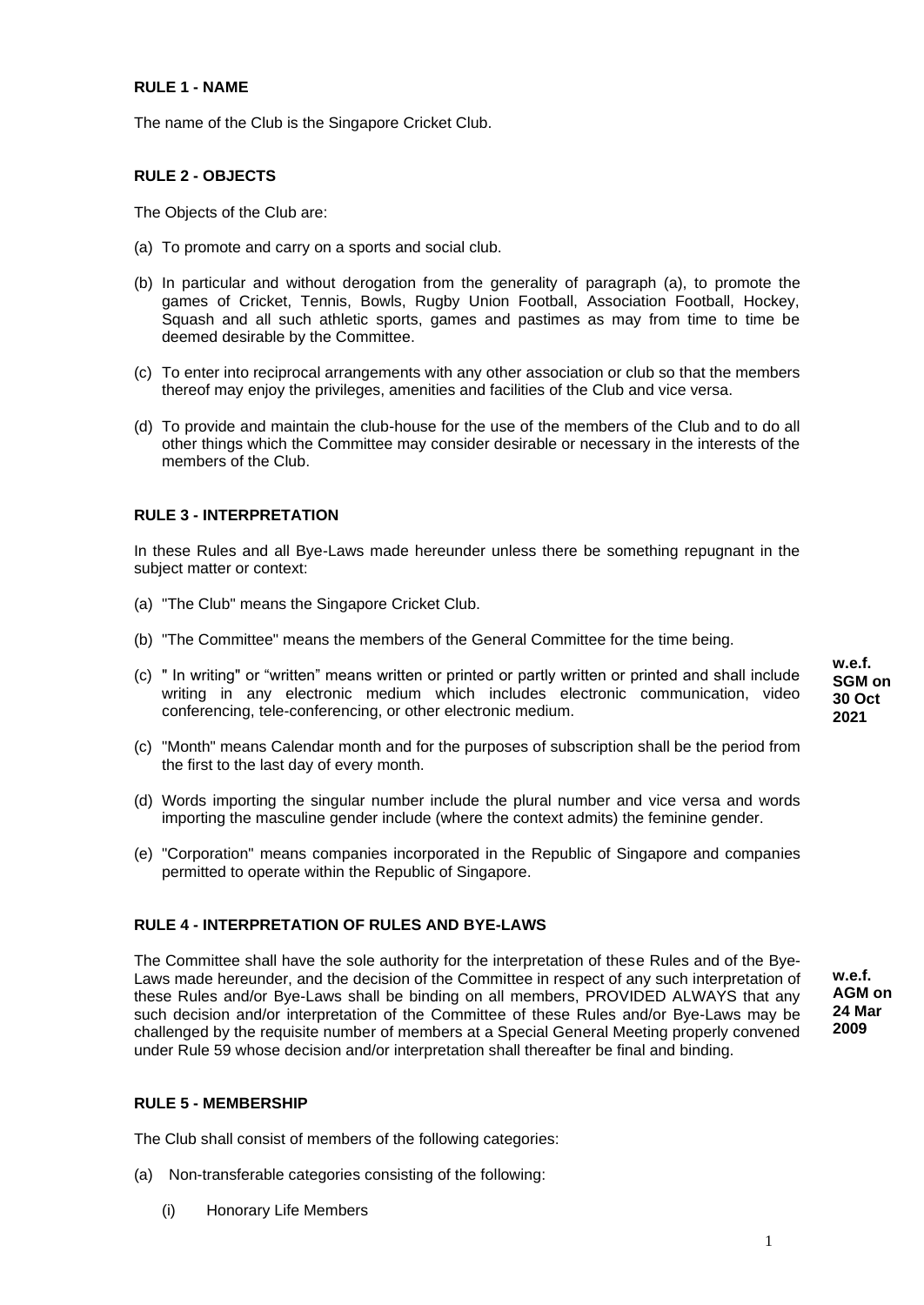**RULE 1 - NAME**

The name of the Club is the Singapore Cricket Club.

**RULE 2 - OBJECTS**

The Objects of the Club are:

(a) To promote and carry on a sports and social club.

(b) In particular and without derogation from the generality of paragraph (a), to promote the games of Cricket, Tennis, Bowls, Rugby Union Football, Association Football, Hockey, Squash and all such athletic sports, games and pastimes as may from time to time be deemed desirable by the Committee.

(c) To enter into reciprocal arrangements with any other association or club so that the members thereof may enjoy the privileges, amenities and facilities of the Club and vice versa.

(d) To provide and maintain the club-house for the use of the members of the Club and to do all other things which the Committee may consider desirable or necessary in the interests of the members of the Club.

**RULE 3 - INTERPRETATION**

In these Rules and all Bye-Laws made hereunder unless there be something repugnant in the subject matter or context:

(a) "The Club" means the Singapore Cricket Club.

(b) "The Committee" means the members of the General Committee for the time being.

(c) " In writing" or "written" means written or printed or partly written or printed and shall include writing in any electronic medium which includes electronic communication, video conferencing, tele-conferencing, or other electronic medium.

**w.e.f. SGM on 30 Oct 2021**

(c) "Month" means Calendar month and for the purposes of subscription shall be the period from the first to the last day of every month.

(d) Words importing the singular number include the plural number and vice versa and words importing the masculine gender include (where the context admits) the feminine gender.

(e) "Corporation" means companies incorporated in the Republic of Singapore and companies permitted to operate within the Republic of Singapore.

**RULE 4 - INTERPRETATION OF RULES AND BYE-LAWS**

The Committee shall have the sole authority for the interpretation of these Rules and of the Bye-Laws made hereunder, and the decision of the Committee in respect of any such interpretation of these Rules and/or Bye-Laws shall be binding on all members, PROVIDED ALWAYS that any such decision and/or interpretation of the Committee of these Rules and/or Bye-Laws may be challenged by the requisite number of members at a Special General Meeting properly convened under Rule 59 whose decision and/or interpretation shall thereafter be final and binding.

**w.e.f. AGM on 24 Mar 2009**

**RULE 5 - MEMBERSHIP**

The Club shall consist of members of the following categories:

(a) Non-transferable categories consisting of the following:

(i) Honorary Life Members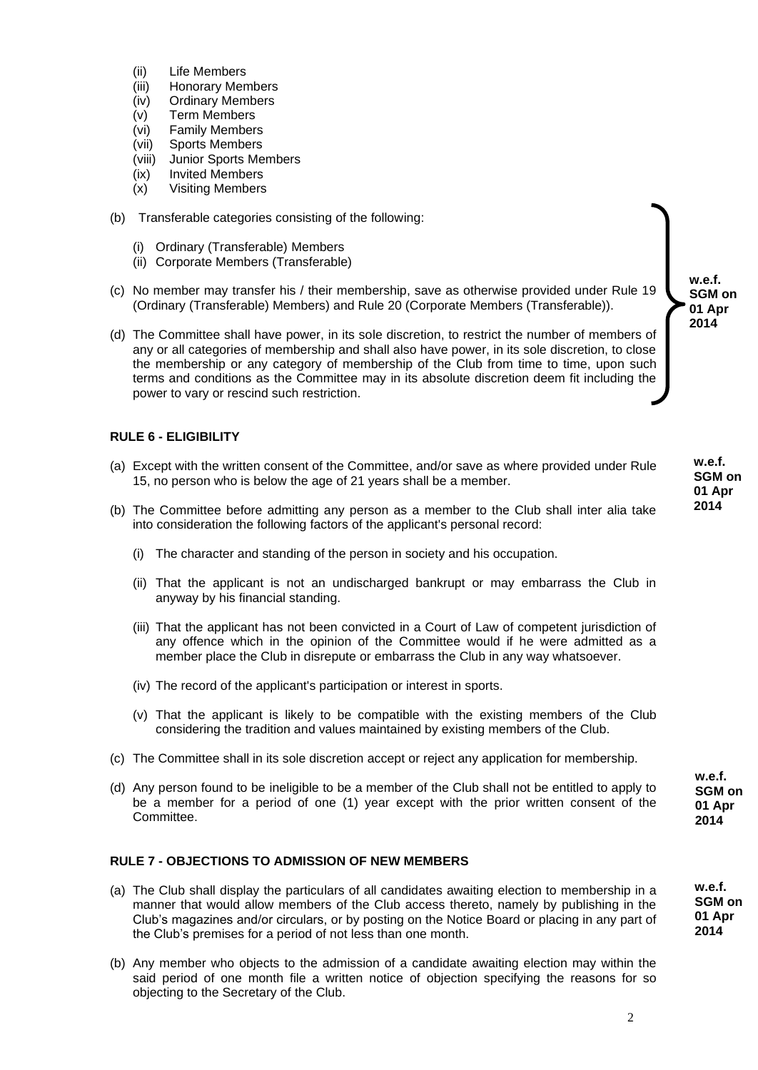(ii) Life Members
(iii) Honorary Members
(iv) Ordinary Members
(v) Term Members
(vi) Family Members
(vii) Sports Members
(viii) Junior Sports Members
(ix) Invited Members
(x) Visiting Members

(b) Transferable categories consisting of the following:

(i) Ordinary (Transferable) Members
(ii) Corporate Members (Transferable)

(c) No member may transfer his / their membership, save as otherwise provided under Rule 19 (Ordinary (Transferable) Members) and Rule 20 (Corporate Members (Transferable)).

(d) The Committee shall have power, in its sole discretion, to restrict the number of members of any or all categories of membership and shall also have power, in its sole discretion, to close the membership or any category of membership of the Club from time to time, upon such terms and conditions as the Committee may in its absolute discretion deem fit including the power to vary or rescind such restriction.

**w.e.f. SGM on 01 Apr 2014**

**RULE 6 - ELIGIBILITY**

(a) Except with the written consent of the Committee, and/or save as where provided under Rule 15, no person who is below the age of 21 years shall be a member.

**w.e.f. SGM on 01 Apr 2014**

(b) The Committee before admitting any person as a member to the Club shall inter alia take into consideration the following factors of the applicant's personal record:

(i) The character and standing of the person in society and his occupation.

(ii) That the applicant is not an undischarged bankrupt or may embarrass the Club in anyway by his financial standing.

(iii) That the applicant has not been convicted in a Court of Law of competent jurisdiction of any offence which in the opinion of the Committee would if he were admitted as a member place the Club in disrepute or embarrass the Club in any way whatsoever.

(iv) The record of the applicant's participation or interest in sports.

(v) That the applicant is likely to be compatible with the existing members of the Club considering the tradition and values maintained by existing members of the Club.

(c) The Committee shall in its sole discretion accept or reject any application for membership.

(d) Any person found to be ineligible to be a member of the Club shall not be entitled to apply to be a member for a period of one (1) year except with the prior written consent of the Committee.

**w.e.f. SGM on 01 Apr 2014**

**RULE 7 - OBJECTIONS TO ADMISSION OF NEW MEMBERS**

(a) The Club shall display the particulars of all candidates awaiting election to membership in a manner that would allow members of the Club access thereto, namely by publishing in the Club's magazines and/or circulars, or by posting on the Notice Board or placing in any part of the Club's premises for a period of not less than one month.

**w.e.f. SGM on 01 Apr 2014**

(b) Any member who objects to the admission of a candidate awaiting election may within the said period of one month file a written notice of objection specifying the reasons for so objecting to the Secretary of the Club.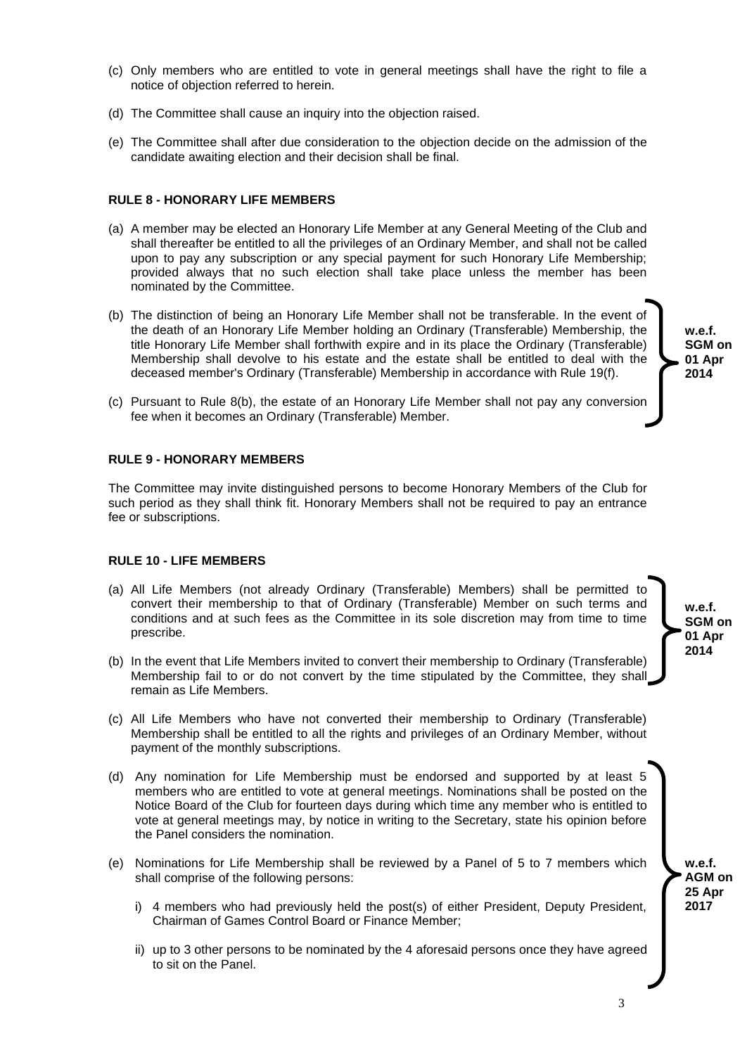(c) Only members who are entitled to vote in general meetings shall have the right to file a notice of objection referred to herein.

(d) The Committee shall cause an inquiry into the objection raised.

(e) The Committee shall after due consideration to the objection decide on the admission of the candidate awaiting election and their decision shall be final.

**RULE 8 - HONORARY LIFE MEMBERS**

(a) A member may be elected an Honorary Life Member at any General Meeting of the Club and shall thereafter be entitled to all the privileges of an Ordinary Member, and shall not be called upon to pay any subscription or any special payment for such Honorary Life Membership; provided always that no such election shall take place unless the member has been nominated by the Committee.

(b) The distinction of being an Honorary Life Member shall not be transferable. In the event of the death of an Honorary Life Member holding an Ordinary (Transferable) Membership, the title Honorary Life Member shall forthwith expire and in its place the Ordinary (Transferable) Membership shall devolve to his estate and the estate shall be entitled to deal with the deceased member's Ordinary (Transferable) Membership in accordance with Rule 19(f).

(c) Pursuant to Rule 8(b), the estate of an Honorary Life Member shall not pay any conversion fee when it becomes an Ordinary (Transferable) Member.

**w.e.f. SGM on 01 Apr 2014**

**RULE 9 - HONORARY MEMBERS**

The Committee may invite distinguished persons to become Honorary Members of the Club for such period as they shall think fit. Honorary Members shall not be required to pay an entrance fee or subscriptions.

**RULE 10 - LIFE MEMBERS**

(a) All Life Members (not already Ordinary (Transferable) Members) shall be permitted to convert their membership to that of Ordinary (Transferable) Member on such terms and conditions and at such fees as the Committee in its sole discretion may from time to time prescribe.

(b) In the event that Life Members invited to convert their membership to Ordinary (Transferable) Membership fail to or do not convert by the time stipulated by the Committee, they shall remain as Life Members.

**w.e.f. SGM on 01 Apr 2014**

(c) All Life Members who have not converted their membership to Ordinary (Transferable) Membership shall be entitled to all the rights and privileges of an Ordinary Member, without payment of the monthly subscriptions.

(d) Any nomination for Life Membership must be endorsed and supported by at least 5 members who are entitled to vote at general meetings. Nominations shall be posted on the Notice Board of the Club for fourteen days during which time any member who is entitled to vote at general meetings may, by notice in writing to the Secretary, state his opinion before the Panel considers the nomination.

(e) Nominations for Life Membership shall be reviewed by a Panel of 5 to 7 members which shall comprise of the following persons:

i) 4 members who had previously held the post(s) of either President, Deputy President, Chairman of Games Control Board or Finance Member;

ii) up to 3 other persons to be nominated by the 4 aforesaid persons once they have agreed to sit on the Panel.

**w.e.f. AGM on 25 Apr 2017**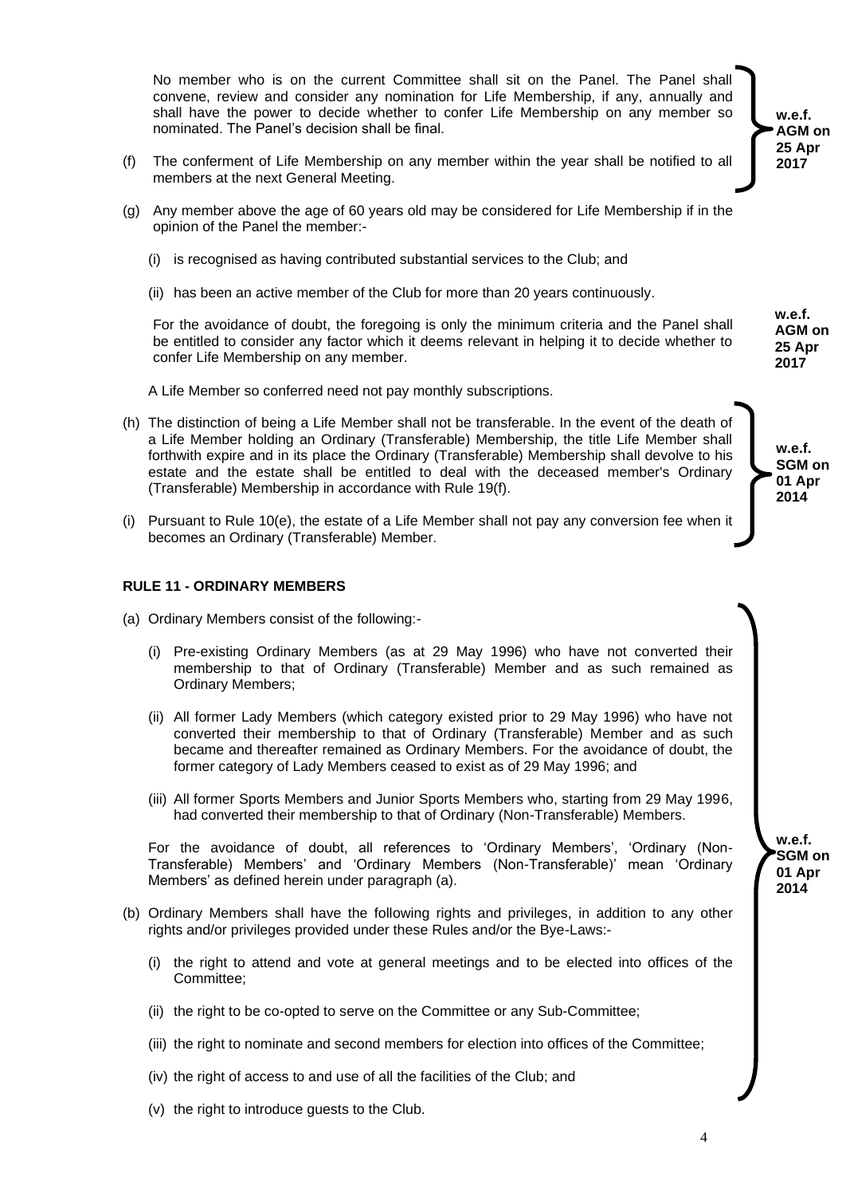No member who is on the current Committee shall sit on the Panel. The Panel shall convene, review and consider any nomination for Life Membership, if any, annually and shall have the power to decide whether to confer Life Membership on any member so nominated. The Panel's decision shall be final.

(f) The conferment of Life Membership on any member within the year shall be notified to all members at the next General Meeting.

**w.e.f. AGM on 25 Apr 2017**

(g) Any member above the age of 60 years old may be considered for Life Membership if in the opinion of the Panel the member:-

(i) is recognised as having contributed substantial services to the Club; and

(ii) has been an active member of the Club for more than 20 years continuously.

For the avoidance of doubt, the foregoing is only the minimum criteria and the Panel shall be entitled to consider any factor which it deems relevant in helping it to decide whether to confer Life Membership on any member.

**w.e.f. AGM on 25 Apr 2017**

A Life Member so conferred need not pay monthly subscriptions.

(h) The distinction of being a Life Member shall not be transferable. In the event of the death of a Life Member holding an Ordinary (Transferable) Membership, the title Life Member shall forthwith expire and in its place the Ordinary (Transferable) Membership shall devolve to his estate and the estate shall be entitled to deal with the deceased member's Ordinary (Transferable) Membership in accordance with Rule 19(f).

(i) Pursuant to Rule 10(e), the estate of a Life Member shall not pay any conversion fee when it becomes an Ordinary (Transferable) Member.

**w.e.f. SGM on 01 Apr 2014**

**RULE 11 - ORDINARY MEMBERS**

(a) Ordinary Members consist of the following:-

(i) Pre-existing Ordinary Members (as at 29 May 1996) who have not converted their membership to that of Ordinary (Transferable) Member and as such remained as Ordinary Members;

(ii) All former Lady Members (which category existed prior to 29 May 1996) who have not converted their membership to that of Ordinary (Transferable) Member and as such became and thereafter remained as Ordinary Members. For the avoidance of doubt, the former category of Lady Members ceased to exist as of 29 May 1996; and

(iii) All former Sports Members and Junior Sports Members who, starting from 29 May 1996, had converted their membership to that of Ordinary (Non-Transferable) Members.

For the avoidance of doubt, all references to 'Ordinary Members', 'Ordinary (Non-Transferable) Members' and 'Ordinary Members (Non-Transferable)' mean 'Ordinary Members' as defined herein under paragraph (a).

(b) Ordinary Members shall have the following rights and privileges, in addition to any other rights and/or privileges provided under these Rules and/or the Bye-Laws:-

(i) the right to attend and vote at general meetings and to be elected into offices of the Committee;

(ii) the right to be co-opted to serve on the Committee or any Sub-Committee;

(iii) the right to nominate and second members for election into offices of the Committee;

(iv) the right of access to and use of all the facilities of the Club; and

(v) the right to introduce guests to the Club.

**w.e.f. SGM on 01 Apr 2014**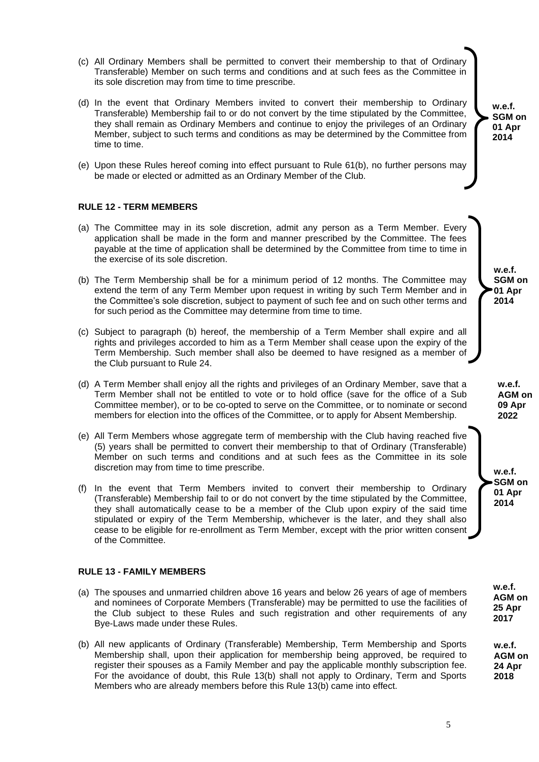(c) All Ordinary Members shall be permitted to convert their membership to that of Ordinary Transferable) Member on such terms and conditions and at such fees as the Committee in its sole discretion may from time to time prescribe.

(d) In the event that Ordinary Members invited to convert their membership to Ordinary Transferable) Membership fail to or do not convert by the time stipulated by the Committee, they shall remain as Ordinary Members and continue to enjoy the privileges of an Ordinary Member, subject to such terms and conditions as may be determined by the Committee from time to time.

(e) Upon these Rules hereof coming into effect pursuant to Rule 61(b), no further persons may be made or elected or admitted as an Ordinary Member of the Club.

**w.e.f. SGM on 01 Apr 2014**

**RULE 12 - TERM MEMBERS**

(a) The Committee may in its sole discretion, admit any person as a Term Member. Every application shall be made in the form and manner prescribed by the Committee. The fees payable at the time of application shall be determined by the Committee from time to time in the exercise of its sole discretion.

(b) The Term Membership shall be for a minimum period of 12 months. The Committee may extend the term of any Term Member upon request in writing by such Term Member and in the Committee's sole discretion, subject to payment of such fee and on such other terms and for such period as the Committee may determine from time to time.

(c) Subject to paragraph (b) hereof, the membership of a Term Member shall expire and all rights and privileges accorded to him as a Term Member shall cease upon the expiry of the Term Membership. Such member shall also be deemed to have resigned as a member of the Club pursuant to Rule 24.

**w.e.f. SGM on 01 Apr 2014**

(d) A Term Member shall enjoy all the rights and privileges of an Ordinary Member, save that a Term Member shall not be entitled to vote or to hold office (save for the office of a Sub Committee member), or to be co-opted to serve on the Committee, or to nominate or second members for election into the offices of the Committee, or to apply for Absent Membership.

**w.e.f. AGM on 09 Apr 2022**

(e) All Term Members whose aggregate term of membership with the Club having reached five (5) years shall be permitted to convert their membership to that of Ordinary (Transferable) Member on such terms and conditions and at such fees as the Committee in its sole discretion may from time to time prescribe.

(f) In the event that Term Members invited to convert their membership to Ordinary (Transferable) Membership fail to or do not convert by the time stipulated by the Committee, they shall automatically cease to be a member of the Club upon expiry of the said time stipulated or expiry of the Term Membership, whichever is the later, and they shall also cease to be eligible for re-enrollment as Term Member, except with the prior written consent of the Committee.

**w.e.f. SGM on 01 Apr 2014**

**RULE 13 - FAMILY MEMBERS**

(a) The spouses and unmarried children above 16 years and below 26 years of age of members and nominees of Corporate Members (Transferable) may be permitted to use the facilities of the Club subject to these Rules and such registration and other requirements of any Bye-Laws made under these Rules.

**w.e.f. AGM on 25 Apr 2017**

(b) All new applicants of Ordinary (Transferable) Membership, Term Membership and Sports Membership shall, upon their application for membership being approved, be required to register their spouses as a Family Member and pay the applicable monthly subscription fee. For the avoidance of doubt, this Rule 13(b) shall not apply to Ordinary, Term and Sports Members who are already members before this Rule 13(b) came into effect.

**w.e.f. AGM on 24 Apr 2018**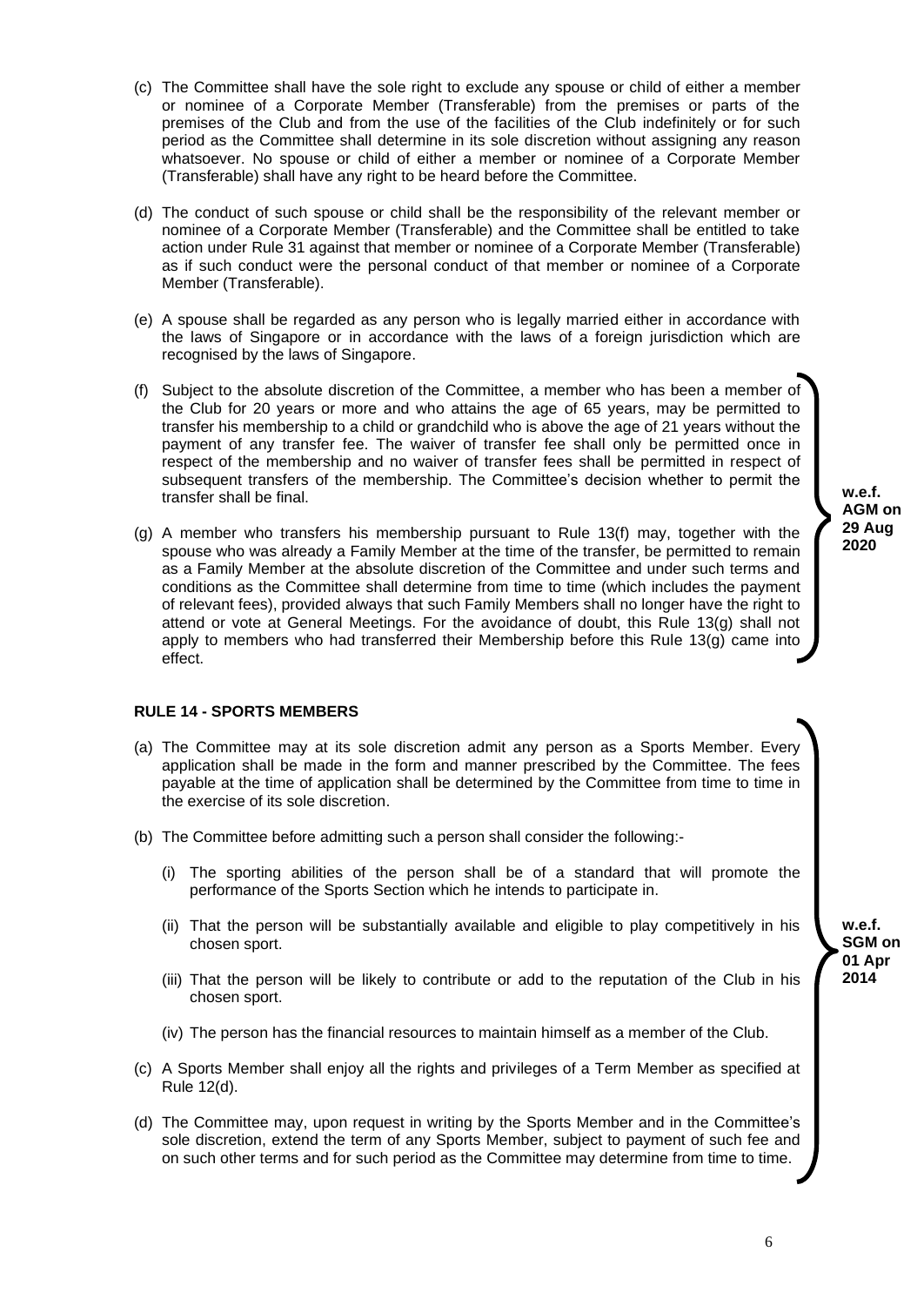(c) The Committee shall have the sole right to exclude any spouse or child of either a member or nominee of a Corporate Member (Transferable) from the premises or parts of the premises of the Club and from the use of the facilities of the Club indefinitely or for such period as the Committee shall determine in its sole discretion without assigning any reason whatsoever. No spouse or child of either a member or nominee of a Corporate Member (Transferable) shall have any right to be heard before the Committee.

(d) The conduct of such spouse or child shall be the responsibility of the relevant member or nominee of a Corporate Member (Transferable) and the Committee shall be entitled to take action under Rule 31 against that member or nominee of a Corporate Member (Transferable) as if such conduct were the personal conduct of that member or nominee of a Corporate Member (Transferable).

(e) A spouse shall be regarded as any person who is legally married either in accordance with the laws of Singapore or in accordance with the laws of a foreign jurisdiction which are recognised by the laws of Singapore.

(f) Subject to the absolute discretion of the Committee, a member who has been a member of the Club for 20 years or more and who attains the age of 65 years, may be permitted to transfer his membership to a child or grandchild who is above the age of 21 years without the payment of any transfer fee. The waiver of transfer fee shall only be permitted once in respect of the membership and no waiver of transfer fees shall be permitted in respect of subsequent transfers of the membership. The Committee's decision whether to permit the transfer shall be final.

(g) A member who transfers his membership pursuant to Rule 13(f) may, together with the spouse who was already a Family Member at the time of the transfer, be permitted to remain as a Family Member at the absolute discretion of the Committee and under such terms and conditions as the Committee shall determine from time to time (which includes the payment of relevant fees), provided always that such Family Members shall no longer have the right to attend or vote at General Meetings. For the avoidance of doubt, this Rule 13(g) shall not apply to members who had transferred their Membership before this Rule 13(g) came into effect.

**w.e.f. AGM on 29 Aug 2020**

**RULE 14 - SPORTS MEMBERS**

(a) The Committee may at its sole discretion admit any person as a Sports Member. Every application shall be made in the form and manner prescribed by the Committee. The fees payable at the time of application shall be determined by the Committee from time to time in the exercise of its sole discretion.

(b) The Committee before admitting such a person shall consider the following:-

(i) The sporting abilities of the person shall be of a standard that will promote the performance of the Sports Section which he intends to participate in.

(ii) That the person will be substantially available and eligible to play competitively in his chosen sport.

(iii) That the person will be likely to contribute or add to the reputation of the Club in his chosen sport.

(iv) The person has the financial resources to maintain himself as a member of the Club.

(c) A Sports Member shall enjoy all the rights and privileges of a Term Member as specified at Rule 12(d).

(d) The Committee may, upon request in writing by the Sports Member and in the Committee's sole discretion, extend the term of any Sports Member, subject to payment of such fee and on such other terms and for such period as the Committee may determine from time to time.

**w.e.f. SGM on 01 Apr 2014**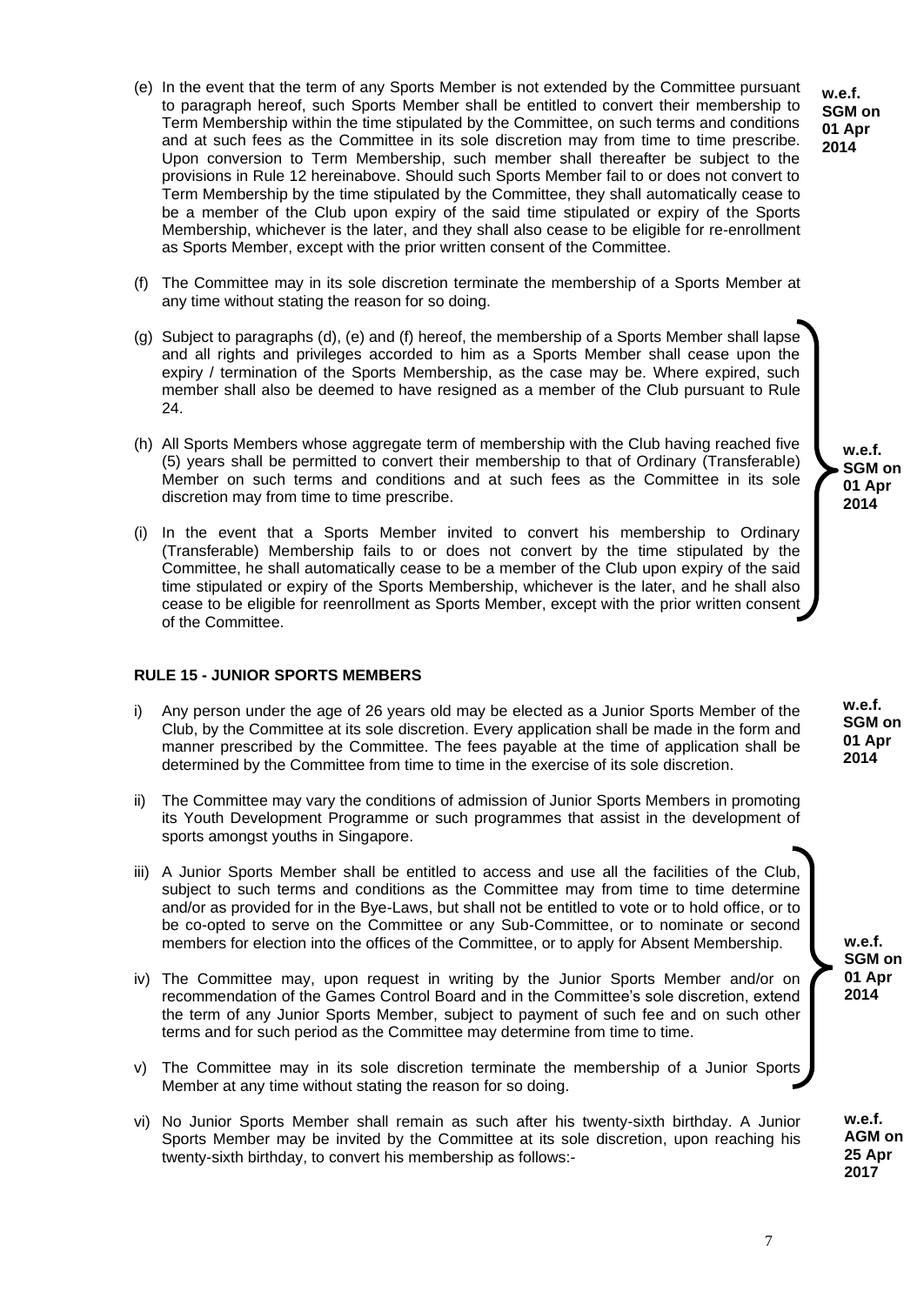(e) In the event that the term of any Sports Member is not extended by the Committee pursuant to paragraph hereof, such Sports Member shall be entitled to convert their membership to Term Membership within the time stipulated by the Committee, on such terms and conditions and at such fees as the Committee in its sole discretion may from time to time prescribe. Upon conversion to Term Membership, such member shall thereafter be subject to the provisions in Rule 12 hereinabove. Should such Sports Member fail to or does not convert to Term Membership by the time stipulated by the Committee, they shall automatically cease to be a member of the Club upon expiry of the said time stipulated or expiry of the Sports Membership, whichever is the later, and they shall also cease to be eligible for re-enrollment as Sports Member, except with the prior written consent of the Committee.

**w.e.f. SGM on 01 Apr 2014**

(f) The Committee may in its sole discretion terminate the membership of a Sports Member at any time without stating the reason for so doing.

(g) Subject to paragraphs (d), (e) and (f) hereof, the membership of a Sports Member shall lapse and all rights and privileges accorded to him as a Sports Member shall cease upon the expiry / termination of the Sports Membership, as the case may be. Where expired, such member shall also be deemed to have resigned as a member of the Club pursuant to Rule 24.

(h) All Sports Members whose aggregate term of membership with the Club having reached five (5) years shall be permitted to convert their membership to that of Ordinary (Transferable) Member on such terms and conditions and at such fees as the Committee in its sole discretion may from time to time prescribe.

(i) In the event that a Sports Member invited to convert his membership to Ordinary (Transferable) Membership fails to or does not convert by the time stipulated by the Committee, he shall automatically cease to be a member of the Club upon expiry of the said time stipulated or expiry of the Sports Membership, whichever is the later, and he shall also cease to be eligible for reenrollment as Sports Member, except with the prior written consent of the Committee.

**w.e.f. SGM on 01 Apr 2014**

### RULE 15 - JUNIOR SPORTS MEMBERS

i) Any person under the age of 26 years old may be elected as a Junior Sports Member of the Club, by the Committee at its sole discretion. Every application shall be made in the form and manner prescribed by the Committee. The fees payable at the time of application shall be determined by the Committee from time to time in the exercise of its sole discretion.

**w.e.f. SGM on 01 Apr 2014**

ii) The Committee may vary the conditions of admission of Junior Sports Members in promoting its Youth Development Programme or such programmes that assist in the development of sports amongst youths in Singapore.

iii) A Junior Sports Member shall be entitled to access and use all the facilities of the Club, subject to such terms and conditions as the Committee may from time to time determine and/or as provided for in the Bye-Laws, but shall not be entitled to vote or to hold office, or to be co-opted to serve on the Committee or any Sub-Committee, or to nominate or second members for election into the offices of the Committee, or to apply for Absent Membership.

iv) The Committee may, upon request in writing by the Junior Sports Member and/or on recommendation of the Games Control Board and in the Committee's sole discretion, extend the term of any Junior Sports Member, subject to payment of such fee and on such other terms and for such period as the Committee may determine from time to time.

v) The Committee may in its sole discretion terminate the membership of a Junior Sports Member at any time without stating the reason for so doing.

**w.e.f. SGM on 01 Apr 2014**

vi) No Junior Sports Member shall remain as such after his twenty-sixth birthday. A Junior Sports Member may be invited by the Committee at its sole discretion, upon reaching his twenty-sixth birthday, to convert his membership as follows:-

**w.e.f. AGM on 25 Apr 2017**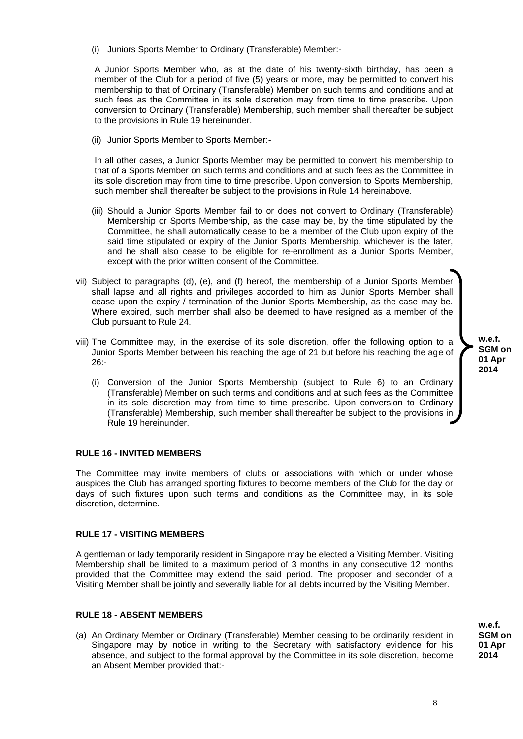(i) Juniors Sports Member to Ordinary (Transferable) Member:-

A Junior Sports Member who, as at the date of his twenty-sixth birthday, has been a member of the Club for a period of five (5) years or more, may be permitted to convert his membership to that of Ordinary (Transferable) Member on such terms and conditions and at such fees as the Committee in its sole discretion may from time to time prescribe. Upon conversion to Ordinary (Transferable) Membership, such member shall thereafter be subject to the provisions in Rule 19 hereinunder.

(ii) Junior Sports Member to Sports Member:-

In all other cases, a Junior Sports Member may be permitted to convert his membership to that of a Sports Member on such terms and conditions and at such fees as the Committee in its sole discretion may from time to time prescribe. Upon conversion to Sports Membership, such member shall thereafter be subject to the provisions in Rule 14 hereinabove.

(iii) Should a Junior Sports Member fail to or does not convert to Ordinary (Transferable) Membership or Sports Membership, as the case may be, by the time stipulated by the Committee, he shall automatically cease to be a member of the Club upon expiry of the said time stipulated or expiry of the Junior Sports Membership, whichever is the later, and he shall also cease to be eligible for re-enrollment as a Junior Sports Member, except with the prior written consent of the Committee.

vii) Subject to paragraphs (d), (e), and (f) hereof, the membership of a Junior Sports Member shall lapse and all rights and privileges accorded to him as Junior Sports Member shall cease upon the expiry / termination of the Junior Sports Membership, as the case may be. Where expired, such member shall also be deemed to have resigned as a member of the Club pursuant to Rule 24.

viii) The Committee may, in the exercise of its sole discretion, offer the following option to a Junior Sports Member between his reaching the age of 21 but before his reaching the age of 26:-

(i) Conversion of the Junior Sports Membership (subject to Rule 6) to an Ordinary (Transferable) Member on such terms and conditions and at such fees as the Committee in its sole discretion may from time to time prescribe. Upon conversion to Ordinary (Transferable) Membership, such member shall thereafter be subject to the provisions in Rule 19 hereinunder.

**w.e.f. SGM on 01 Apr 2014**

### RULE 16 - INVITED MEMBERS

The Committee may invite members of clubs or associations with which or under whose auspices the Club has arranged sporting fixtures to become members of the Club for the day or days of such fixtures upon such terms and conditions as the Committee may, in its sole discretion, determine.

### RULE 17 - VISITING MEMBERS

A gentleman or lady temporarily resident in Singapore may be elected a Visiting Member. Visiting Membership shall be limited to a maximum period of 3 months in any consecutive 12 months provided that the Committee may extend the said period. The proposer and seconder of a Visiting Member shall be jointly and severally liable for all debts incurred by the Visiting Member.

### RULE 18 - ABSENT MEMBERS

**w.e.f. SGM on 01 Apr 2014**

(a) An Ordinary Member or Ordinary (Transferable) Member ceasing to be ordinarily resident in Singapore may by notice in writing to the Secretary with satisfactory evidence for his absence, and subject to the formal approval by the Committee in its sole discretion, become an Absent Member provided that:-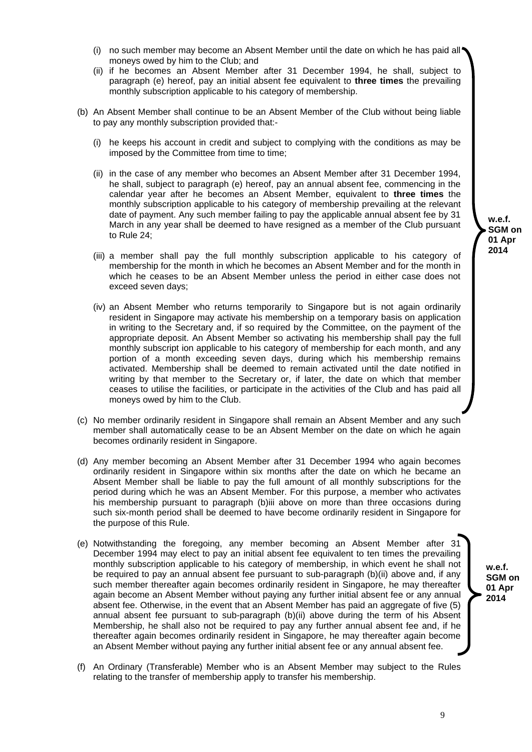(i) no such member may become an Absent Member until the date on which he has paid all moneys owed by him to the Club; and

(ii) if he becomes an Absent Member after 31 December 1994, he shall, subject to paragraph (e) hereof, pay an initial absent fee equivalent to **three times** the prevailing monthly subscription applicable to his category of membership.

(b) An Absent Member shall continue to be an Absent Member of the Club without being liable to pay any monthly subscription provided that:-

(i) he keeps his account in credit and subject to complying with the conditions as may be imposed by the Committee from time to time;

(ii) in the case of any member who becomes an Absent Member after 31 December 1994, he shall, subject to paragraph (e) hereof, pay an annual absent fee, commencing in the calendar year after he becomes an Absent Member, equivalent to **three times** the monthly subscription applicable to his category of membership prevailing at the relevant date of payment. Any such member failing to pay the applicable annual absent fee by 31 March in any year shall be deemed to have resigned as a member of the Club pursuant to Rule 24;

(iii) a member shall pay the full monthly subscription applicable to his category of membership for the month in which he becomes an Absent Member and for the month in which he ceases to be an Absent Member unless the period in either case does not exceed seven days;

(iv) an Absent Member who returns temporarily to Singapore but is not again ordinarily resident in Singapore may activate his membership on a temporary basis on application in writing to the Secretary and, if so required by the Committee, on the payment of the appropriate deposit. An Absent Member so activating his membership shall pay the full monthly subscript ion applicable to his category of membership for each month, and any portion of a month exceeding seven days, during which his membership remains activated. Membership shall be deemed to remain activated until the date notified in writing by that member to the Secretary or, if later, the date on which that member ceases to utilise the facilities, or participate in the activities of the Club and has paid all moneys owed by him to the Club.

**w.e.f. SGM on 01 Apr 2014**

(c) No member ordinarily resident in Singapore shall remain an Absent Member and any such member shall automatically cease to be an Absent Member on the date on which he again becomes ordinarily resident in Singapore.

(d) Any member becoming an Absent Member after 31 December 1994 who again becomes ordinarily resident in Singapore within six months after the date on which he became an Absent Member shall be liable to pay the full amount of all monthly subscriptions for the period during which he was an Absent Member. For this purpose, a member who activates his membership pursuant to paragraph (b)iii above on more than three occasions during such six-month period shall be deemed to have become ordinarily resident in Singapore for the purpose of this Rule.

(e) Notwithstanding the foregoing, any member becoming an Absent Member after 31 December 1994 may elect to pay an initial absent fee equivalent to ten times the prevailing monthly subscription applicable to his category of membership, in which event he shall not be required to pay an annual absent fee pursuant to sub-paragraph (b)(ii) above and, if any such member thereafter again becomes ordinarily resident in Singapore, he may thereafter again become an Absent Member without paying any further initial absent fee or any annual absent fee. Otherwise, in the event that an Absent Member has paid an aggregate of five (5) annual absent fee pursuant to sub-paragraph (b)(ii) above during the term of his Absent Membership, he shall also not be required to pay any further annual absent fee and, if he thereafter again becomes ordinarily resident in Singapore, he may thereafter again become an Absent Member without paying any further initial absent fee or any annual absent fee.

**w.e.f. SGM on 01 Apr 2014**

(f) An Ordinary (Transferable) Member who is an Absent Member may subject to the Rules relating to the transfer of membership apply to transfer his membership.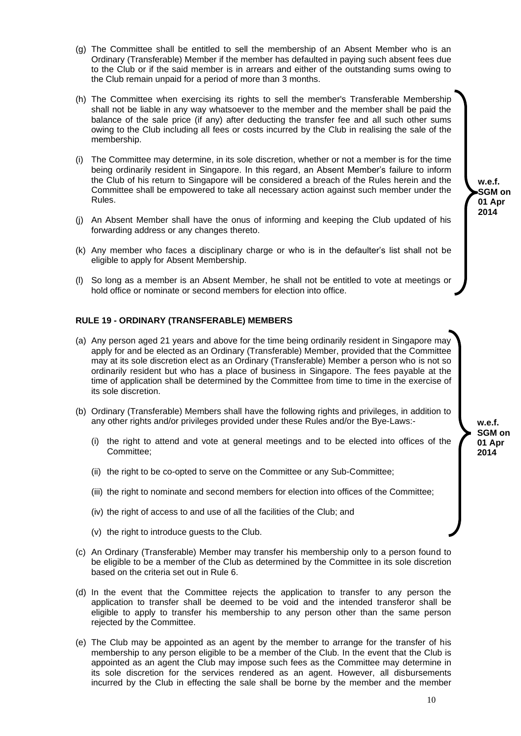(g) The Committee shall be entitled to sell the membership of an Absent Member who is an Ordinary (Transferable) Member if the member has defaulted in paying such absent fees due to the Club or if the said member is in arrears and either of the outstanding sums owing to the Club remain unpaid for a period of more than 3 months.

(h) The Committee when exercising its rights to sell the member's Transferable Membership shall not be liable in any way whatsoever to the member and the member shall be paid the balance of the sale price (if any) after deducting the transfer fee and all such other sums owing to the Club including all fees or costs incurred by the Club in realising the sale of the membership.

(i) The Committee may determine, in its sole discretion, whether or not a member is for the time being ordinarily resident in Singapore. In this regard, an Absent Member's failure to inform the Club of his return to Singapore will be considered a breach of the Rules herein and the Committee shall be empowered to take all necessary action against such member under the Rules.

(j) An Absent Member shall have the onus of informing and keeping the Club updated of his forwarding address or any changes thereto.

(k) Any member who faces a disciplinary charge or who is in the defaulter's list shall not be eligible to apply for Absent Membership.

(l) So long as a member is an Absent Member, he shall not be entitled to vote at meetings or hold office or nominate or second members for election into office.

**w.e.f. SGM on 01 Apr 2014**

## RULE 19 - ORDINARY (TRANSFERABLE) MEMBERS

(a) Any person aged 21 years and above for the time being ordinarily resident in Singapore may apply for and be elected as an Ordinary (Transferable) Member, provided that the Committee may at its sole discretion elect as an Ordinary (Transferable) Member a person who is not so ordinarily resident but who has a place of business in Singapore. The fees payable at the time of application shall be determined by the Committee from time to time in the exercise of its sole discretion.

(b) Ordinary (Transferable) Members shall have the following rights and privileges, in addition to any other rights and/or privileges provided under these Rules and/or the Bye-Laws:-

   (i) the right to attend and vote at general meetings and to be elected into offices of the Committee;

   (ii) the right to be co-opted to serve on the Committee or any Sub-Committee;

   (iii) the right to nominate and second members for election into offices of the Committee;

   (iv) the right of access to and use of all the facilities of the Club; and

   (v) the right to introduce guests to the Club.

**w.e.f. SGM on 01 Apr 2014**

(c) An Ordinary (Transferable) Member may transfer his membership only to a person found to be eligible to be a member of the Club as determined by the Committee in its sole discretion based on the criteria set out in Rule 6.

(d) In the event that the Committee rejects the application to transfer to any person the application to transfer shall be deemed to be void and the intended transferor shall be eligible to apply to transfer his membership to any person other than the same person rejected by the Committee.

(e) The Club may be appointed as an agent by the member to arrange for the transfer of his membership to any person eligible to be a member of the Club. In the event that the Club is appointed as an agent the Club may impose such fees as the Committee may determine in its sole discretion for the services rendered as an agent. However, all disbursements incurred by the Club in effecting the sale shall be borne by the member and the member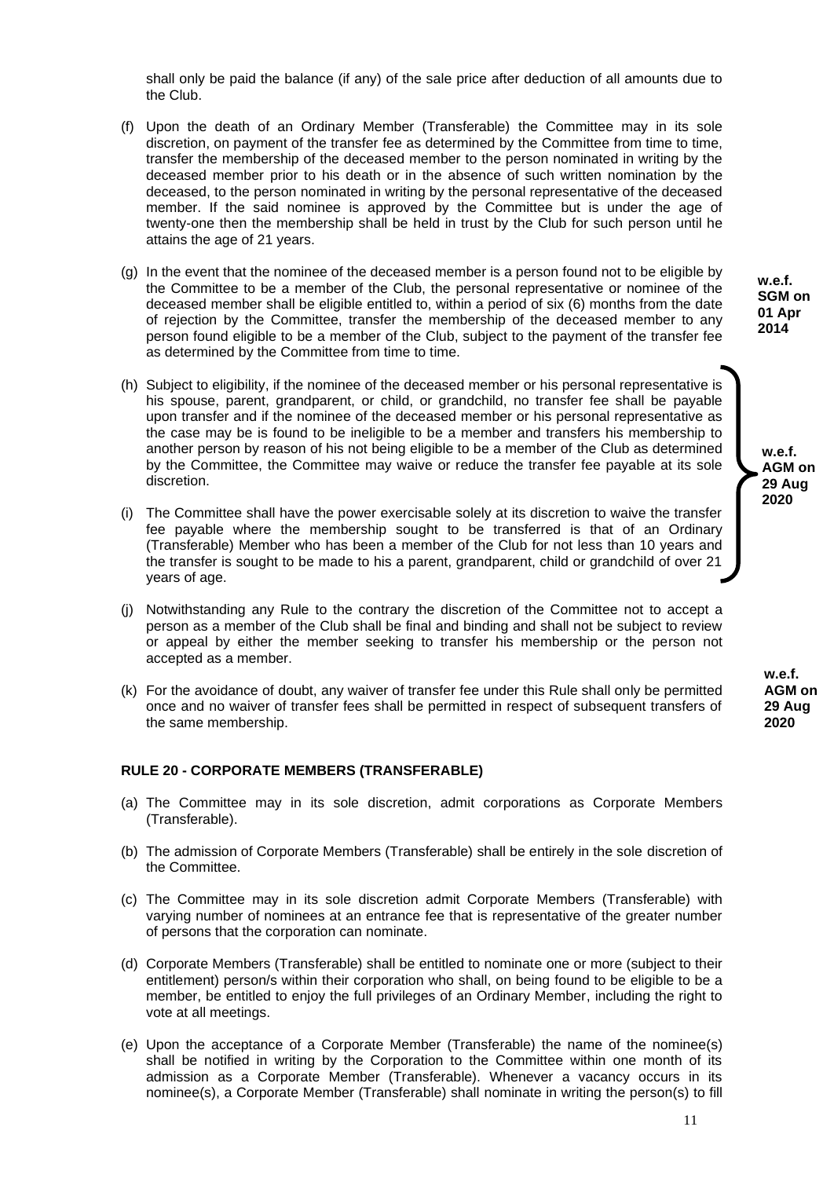shall only be paid the balance (if any) of the sale price after deduction of all amounts due to the Club.

(f) Upon the death of an Ordinary Member (Transferable) the Committee may in its sole discretion, on payment of the transfer fee as determined by the Committee from time to time, transfer the membership of the deceased member to the person nominated in writing by the deceased member prior to his death or in the absence of such written nomination by the deceased, to the person nominated in writing by the personal representative of the deceased member. If the said nominee is approved by the Committee but is under the age of twenty-one then the membership shall be held in trust by the Club for such person until he attains the age of 21 years.

(g) In the event that the nominee of the deceased member is a person found not to be eligible by the Committee to be a member of the Club, the personal representative or nominee of the deceased member shall be eligible entitled to, within a period of six (6) months from the date of rejection by the Committee, transfer the membership of the deceased member to any person found eligible to be a member of the Club, subject to the payment of the transfer fee as determined by the Committee from time to time.

**w.e.f. SGM on 01 Apr 2014**

(h) Subject to eligibility, if the nominee of the deceased member or his personal representative is his spouse, parent, grandparent, or child, or grandchild, no transfer fee shall be payable upon transfer and if the nominee of the deceased member or his personal representative as the case may be is found to be ineligible to be a member and transfers his membership to another person by reason of his not being eligible to be a member of the Club as determined by the Committee, the Committee may waive or reduce the transfer fee payable at its sole discretion.

(i) The Committee shall have the power exercisable solely at its discretion to waive the transfer fee payable where the membership sought to be transferred is that of an Ordinary (Transferable) Member who has been a member of the Club for not less than 10 years and the transfer is sought to be made to his a parent, grandparent, child or grandchild of over 21 years of age.

**w.e.f. AGM on 29 Aug 2020**

(j) Notwithstanding any Rule to the contrary the discretion of the Committee not to accept a person as a member of the Club shall be final and binding and shall not be subject to review or appeal by either the member seeking to transfer his membership or the person not accepted as a member.

(k) For the avoidance of doubt, any waiver of transfer fee under this Rule shall only be permitted once and no waiver of transfer fees shall be permitted in respect of subsequent transfers of the same membership.

**w.e.f. AGM on 29 Aug 2020**

**RULE 20 - CORPORATE MEMBERS (TRANSFERABLE)**

(a) The Committee may in its sole discretion, admit corporations as Corporate Members (Transferable).

(b) The admission of Corporate Members (Transferable) shall be entirely in the sole discretion of the Committee.

(c) The Committee may in its sole discretion admit Corporate Members (Transferable) with varying number of nominees at an entrance fee that is representative of the greater number of persons that the corporation can nominate.

(d) Corporate Members (Transferable) shall be entitled to nominate one or more (subject to their entitlement) person/s within their corporation who shall, on being found to be eligible to be a member, be entitled to enjoy the full privileges of an Ordinary Member, including the right to vote at all meetings.

(e) Upon the acceptance of a Corporate Member (Transferable) the name of the nominee(s) shall be notified in writing by the Corporation to the Committee within one month of its admission as a Corporate Member (Transferable). Whenever a vacancy occurs in its nominee(s), a Corporate Member (Transferable) shall nominate in writing the person(s) to fill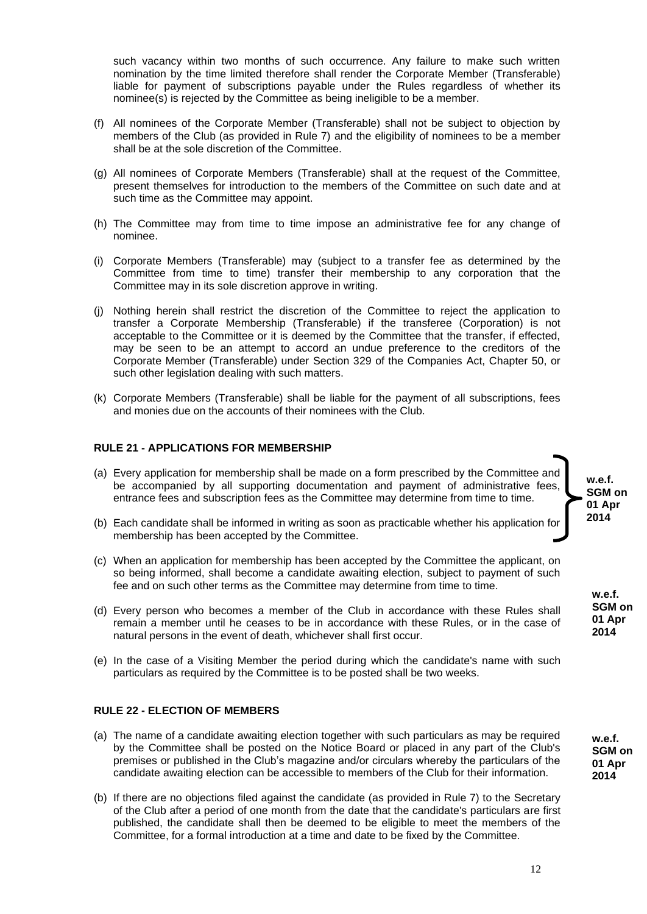such vacancy within two months of such occurrence. Any failure to make such written nomination by the time limited therefore shall render the Corporate Member (Transferable) liable for payment of subscriptions payable under the Rules regardless of whether its nominee(s) is rejected by the Committee as being ineligible to be a member.

(f) All nominees of the Corporate Member (Transferable) shall not be subject to objection by members of the Club (as provided in Rule 7) and the eligibility of nominees to be a member shall be at the sole discretion of the Committee.

(g) All nominees of Corporate Members (Transferable) shall at the request of the Committee, present themselves for introduction to the members of the Committee on such date and at such time as the Committee may appoint.

(h) The Committee may from time to time impose an administrative fee for any change of nominee.

(i) Corporate Members (Transferable) may (subject to a transfer fee as determined by the Committee from time to time) transfer their membership to any corporation that the Committee may in its sole discretion approve in writing.

(j) Nothing herein shall restrict the discretion of the Committee to reject the application to transfer a Corporate Membership (Transferable) if the transferee (Corporation) is not acceptable to the Committee or it is deemed by the Committee that the transfer, if effected, may be seen to be an attempt to accord an undue preference to the creditors of the Corporate Member (Transferable) under Section 329 of the Companies Act, Chapter 50, or such other legislation dealing with such matters.

(k) Corporate Members (Transferable) shall be liable for the payment of all subscriptions, fees and monies due on the accounts of their nominees with the Club.

**RULE 21 - APPLICATIONS FOR MEMBERSHIP**

(a) Every application for membership shall be made on a form prescribed by the Committee and be accompanied by all supporting documentation and payment of administrative fees, entrance fees and subscription fees as the Committee may determine from time to time.

(b) Each candidate shall be informed in writing as soon as practicable whether his application for membership has been accepted by the Committee.

**w.e.f. SGM on 01 Apr 2014**

(c) When an application for membership has been accepted by the Committee the applicant, on so being informed, shall become a candidate awaiting election, subject to payment of such fee and on such other terms as the Committee may determine from time to time.

(d) Every person who becomes a member of the Club in accordance with these Rules shall remain a member until he ceases to be in accordance with these Rules, or in the case of natural persons in the event of death, whichever shall first occur.

**w.e.f. SGM on 01 Apr 2014**

(e) In the case of a Visiting Member the period during which the candidate's name with such particulars as required by the Committee is to be posted shall be two weeks.

**RULE 22 - ELECTION OF MEMBERS**

(a) The name of a candidate awaiting election together with such particulars as may be required by the Committee shall be posted on the Notice Board or placed in any part of the Club's premises or published in the Club's magazine and/or circulars whereby the particulars of the candidate awaiting election can be accessible to members of the Club for their information.

**w.e.f. SGM on 01 Apr 2014**

(b) If there are no objections filed against the candidate (as provided in Rule 7) to the Secretary of the Club after a period of one month from the date that the candidate's particulars are first published, the candidate shall then be deemed to be eligible to meet the members of the Committee, for a formal introduction at a time and date to be fixed by the Committee.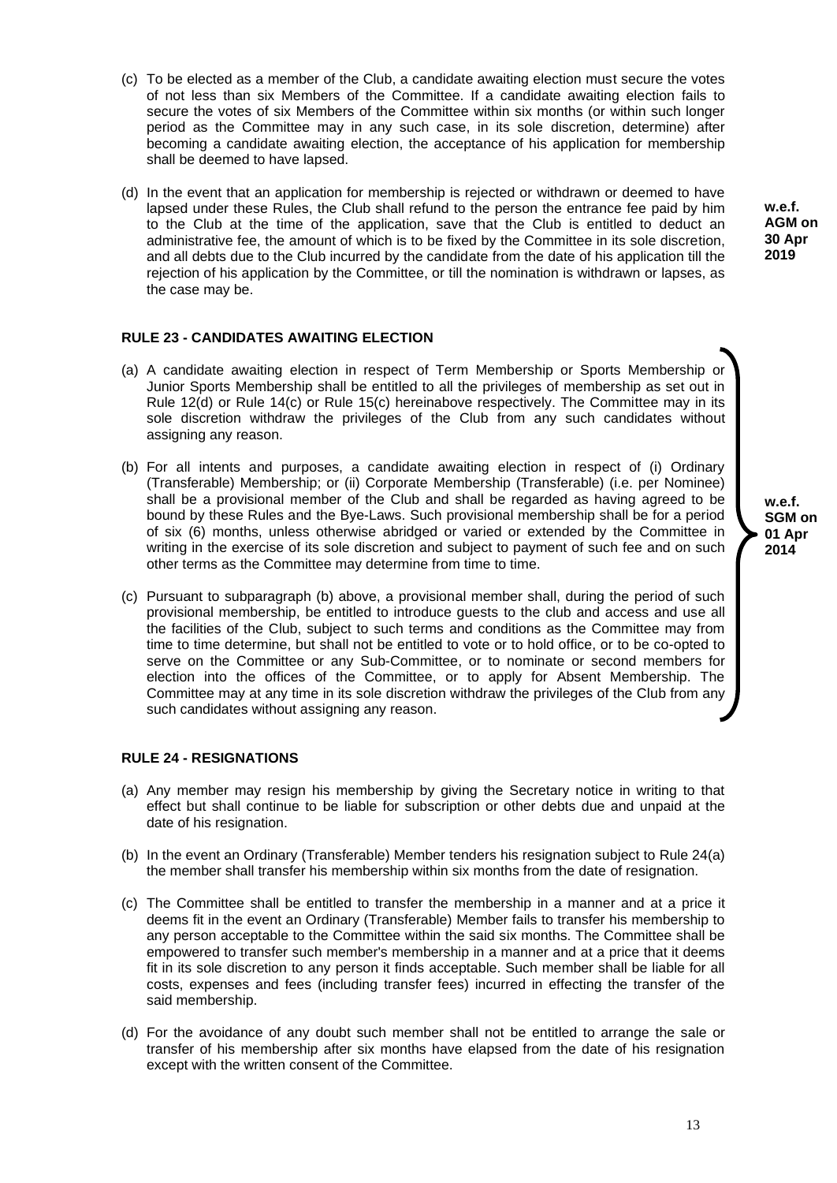(c) To be elected as a member of the Club, a candidate awaiting election must secure the votes of not less than six Members of the Committee. If a candidate awaiting election fails to secure the votes of six Members of the Committee within six months (or within such longer period as the Committee may in any such case, in its sole discretion, determine) after becoming a candidate awaiting election, the acceptance of his application for membership shall be deemed to have lapsed.

(d) In the event that an application for membership is rejected or withdrawn or deemed to have lapsed under these Rules, the Club shall refund to the person the entrance fee paid by him to the Club at the time of the application, save that the Club is entitled to deduct an administrative fee, the amount of which is to be fixed by the Committee in its sole discretion, and all debts due to the Club incurred by the candidate from the date of his application till the rejection of his application by the Committee, or till the nomination is withdrawn or lapses, as the case may be.

**w.e.f. AGM on 30 Apr 2019**

### RULE 23 - CANDIDATES AWAITING ELECTION

(a) A candidate awaiting election in respect of Term Membership or Sports Membership or Junior Sports Membership shall be entitled to all the privileges of membership as set out in Rule 12(d) or Rule 14(c) or Rule 15(c) hereinabove respectively. The Committee may in its sole discretion withdraw the privileges of the Club from any such candidates without assigning any reason.

(b) For all intents and purposes, a candidate awaiting election in respect of (i) Ordinary (Transferable) Membership; or (ii) Corporate Membership (Transferable) (i.e. per Nominee) shall be a provisional member of the Club and shall be regarded as having agreed to be bound by these Rules and the Bye-Laws. Such provisional membership shall be for a period of six (6) months, unless otherwise abridged or varied or extended by the Committee in writing in the exercise of its sole discretion and subject to payment of such fee and on such other terms as the Committee may determine from time to time.

(c) Pursuant to subparagraph (b) above, a provisional member shall, during the period of such provisional membership, be entitled to introduce guests to the club and access and use all the facilities of the Club, subject to such terms and conditions as the Committee may from time to time determine, but shall not be entitled to vote or to hold office, or to be co-opted to serve on the Committee or any Sub-Committee, or to nominate or second members for election into the offices of the Committee, or to apply for Absent Membership. The Committee may at any time in its sole discretion withdraw the privileges of the Club from any such candidates without assigning any reason.

**w.e.f. SGM on 01 Apr 2014**

### RULE 24 - RESIGNATIONS

(a) Any member may resign his membership by giving the Secretary notice in writing to that effect but shall continue to be liable for subscription or other debts due and unpaid at the date of his resignation.

(b) In the event an Ordinary (Transferable) Member tenders his resignation subject to Rule 24(a) the member shall transfer his membership within six months from the date of resignation.

(c) The Committee shall be entitled to transfer the membership in a manner and at a price it deems fit in the event an Ordinary (Transferable) Member fails to transfer his membership to any person acceptable to the Committee within the said six months. The Committee shall be empowered to transfer such member's membership in a manner and at a price that it deems fit in its sole discretion to any person it finds acceptable. Such member shall be liable for all costs, expenses and fees (including transfer fees) incurred in effecting the transfer of the said membership.

(d) For the avoidance of any doubt such member shall not be entitled to arrange the sale or transfer of his membership after six months have elapsed from the date of his resignation except with the written consent of the Committee.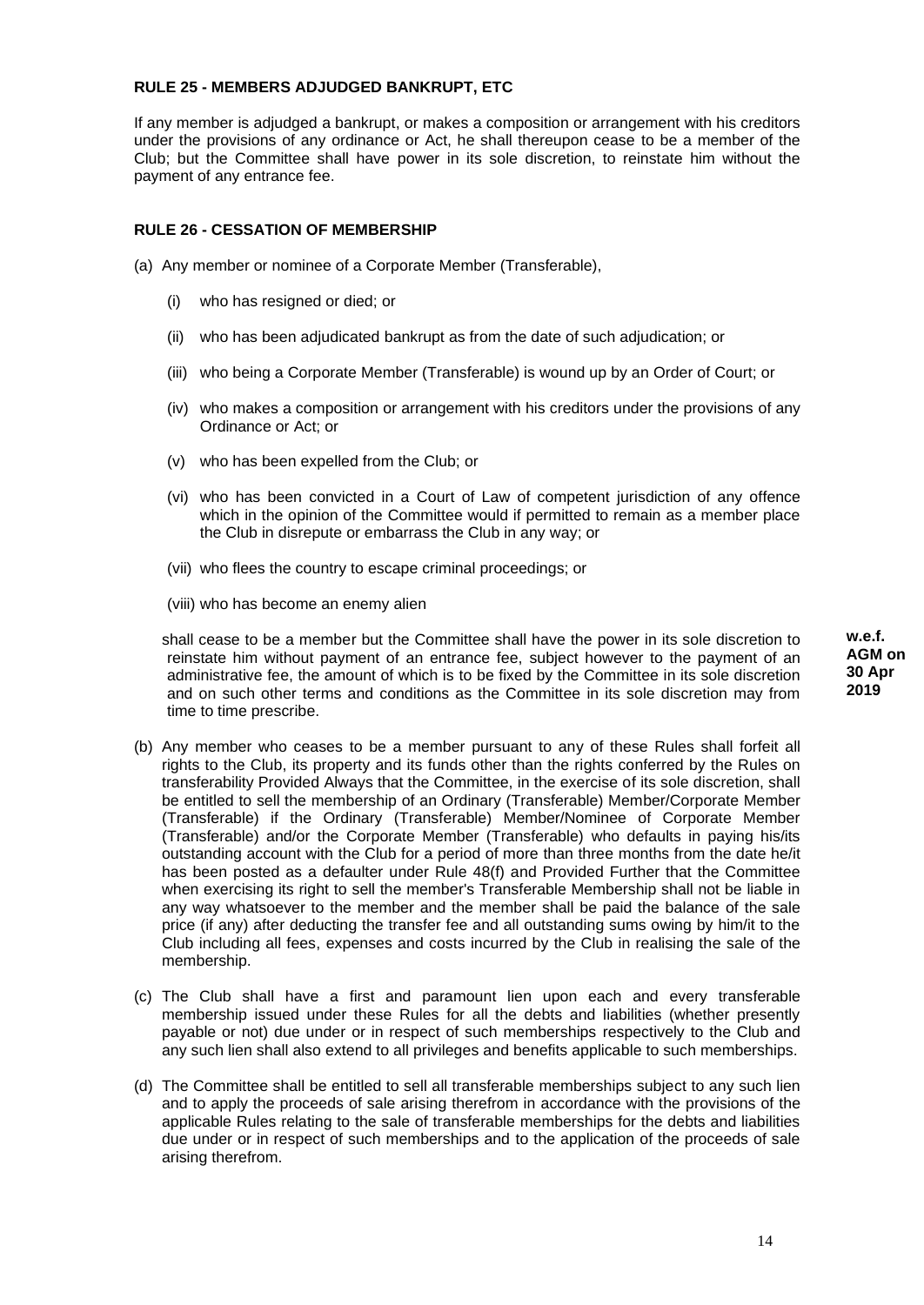**RULE 25 - MEMBERS ADJUDGED BANKRUPT, ETC**

If any member is adjudged a bankrupt, or makes a composition or arrangement with his creditors under the provisions of any ordinance or Act, he shall thereupon cease to be a member of the Club; but the Committee shall have power in its sole discretion, to reinstate him without the payment of any entrance fee.

**RULE 26 - CESSATION OF MEMBERSHIP**

(a) Any member or nominee of a Corporate Member (Transferable),

  (i) who has resigned or died; or

  (ii) who has been adjudicated bankrupt as from the date of such adjudication; or

  (iii) who being a Corporate Member (Transferable) is wound up by an Order of Court; or

  (iv) who makes a composition or arrangement with his creditors under the provisions of any Ordinance or Act; or

  (v) who has been expelled from the Club; or

  (vi) who has been convicted in a Court of Law of competent jurisdiction of any offence which in the opinion of the Committee would if permitted to remain as a member place the Club in disrepute or embarrass the Club in any way; or

  (vii) who flees the country to escape criminal proceedings; or

  (viii) who has become an enemy alien

shall cease to be a member but the Committee shall have the power in its sole discretion to reinstate him without payment of an entrance fee, subject however to the payment of an administrative fee, the amount of which is to be fixed by the Committee in its sole discretion and on such other terms and conditions as the Committee in its sole discretion may from time to time prescribe.

**w.e.f. AGM on 30 Apr 2019**

(b) Any member who ceases to be a member pursuant to any of these Rules shall forfeit all rights to the Club, its property and its funds other than the rights conferred by the Rules on transferability Provided Always that the Committee, in the exercise of its sole discretion, shall be entitled to sell the membership of an Ordinary (Transferable) Member/Corporate Member (Transferable) if the Ordinary (Transferable) Member/Nominee of Corporate Member (Transferable) and/or the Corporate Member (Transferable) who defaults in paying his/its outstanding account with the Club for a period of more than three months from the date he/it has been posted as a defaulter under Rule 48(f) and Provided Further that the Committee when exercising its right to sell the member's Transferable Membership shall not be liable in any way whatsoever to the member and the member shall be paid the balance of the sale price (if any) after deducting the transfer fee and all outstanding sums owing by him/it to the Club including all fees, expenses and costs incurred by the Club in realising the sale of the membership.

(c) The Club shall have a first and paramount lien upon each and every transferable membership issued under these Rules for all the debts and liabilities (whether presently payable or not) due under or in respect of such memberships respectively to the Club and any such lien shall also extend to all privileges and benefits applicable to such memberships.

(d) The Committee shall be entitled to sell all transferable memberships subject to any such lien and to apply the proceeds of sale arising therefrom in accordance with the provisions of the applicable Rules relating to the sale of transferable memberships for the debts and liabilities due under or in respect of such memberships and to the application of the proceeds of sale arising therefrom.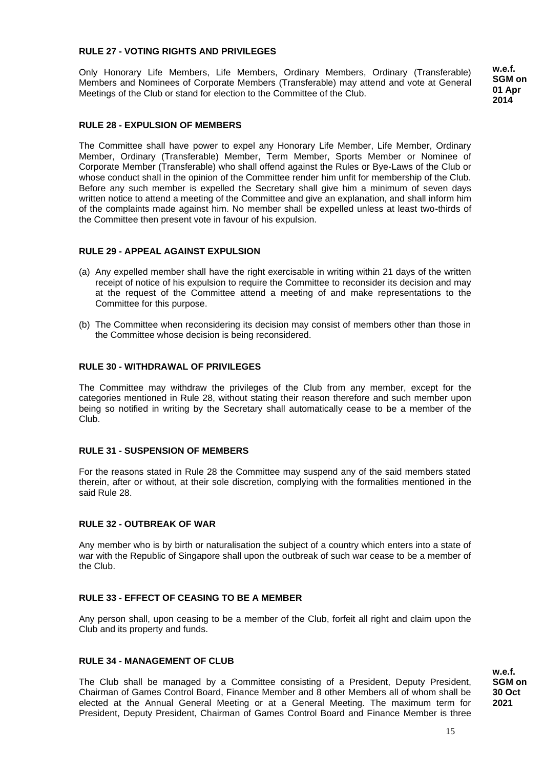**RULE 27 - VOTING RIGHTS AND PRIVILEGES**

Only Honorary Life Members, Life Members, Ordinary Members, Ordinary (Transferable) Members and Nominees of Corporate Members (Transferable) may attend and vote at General Meetings of the Club or stand for election to the Committee of the Club.

**w.e.f. SGM on 01 Apr 2014**

**RULE 28 - EXPULSION OF MEMBERS**

The Committee shall have power to expel any Honorary Life Member, Life Member, Ordinary Member, Ordinary (Transferable) Member, Term Member, Sports Member or Nominee of Corporate Member (Transferable) who shall offend against the Rules or Bye-Laws of the Club or whose conduct shall in the opinion of the Committee render him unfit for membership of the Club. Before any such member is expelled the Secretary shall give him a minimum of seven days written notice to attend a meeting of the Committee and give an explanation, and shall inform him of the complaints made against him. No member shall be expelled unless at least two-thirds of the Committee then present vote in favour of his expulsion.

**RULE 29 - APPEAL AGAINST EXPULSION**

(a) Any expelled member shall have the right exercisable in writing within 21 days of the written receipt of notice of his expulsion to require the Committee to reconsider its decision and may at the request of the Committee attend a meeting of and make representations to the Committee for this purpose.

(b) The Committee when reconsidering its decision may consist of members other than those in the Committee whose decision is being reconsidered.

**RULE 30 - WITHDRAWAL OF PRIVILEGES**

The Committee may withdraw the privileges of the Club from any member, except for the categories mentioned in Rule 28, without stating their reason therefore and such member upon being so notified in writing by the Secretary shall automatically cease to be a member of the Club.

**RULE 31 - SUSPENSION OF MEMBERS**

For the reasons stated in Rule 28 the Committee may suspend any of the said members stated therein, after or without, at their sole discretion, complying with the formalities mentioned in the said Rule 28.

**RULE 32 - OUTBREAK OF WAR**

Any member who is by birth or naturalisation the subject of a country which enters into a state of war with the Republic of Singapore shall upon the outbreak of such war cease to be a member of the Club.

**RULE 33 - EFFECT OF CEASING TO BE A MEMBER**

Any person shall, upon ceasing to be a member of the Club, forfeit all right and claim upon the Club and its property and funds.

**RULE 34 - MANAGEMENT OF CLUB**

**w.e.f. SGM on 30 Oct 2021**

The Club shall be managed by a Committee consisting of a President, Deputy President, Chairman of Games Control Board, Finance Member and 8 other Members all of whom shall be elected at the Annual General Meeting or at a General Meeting. The maximum term for President, Deputy President, Chairman of Games Control Board and Finance Member is three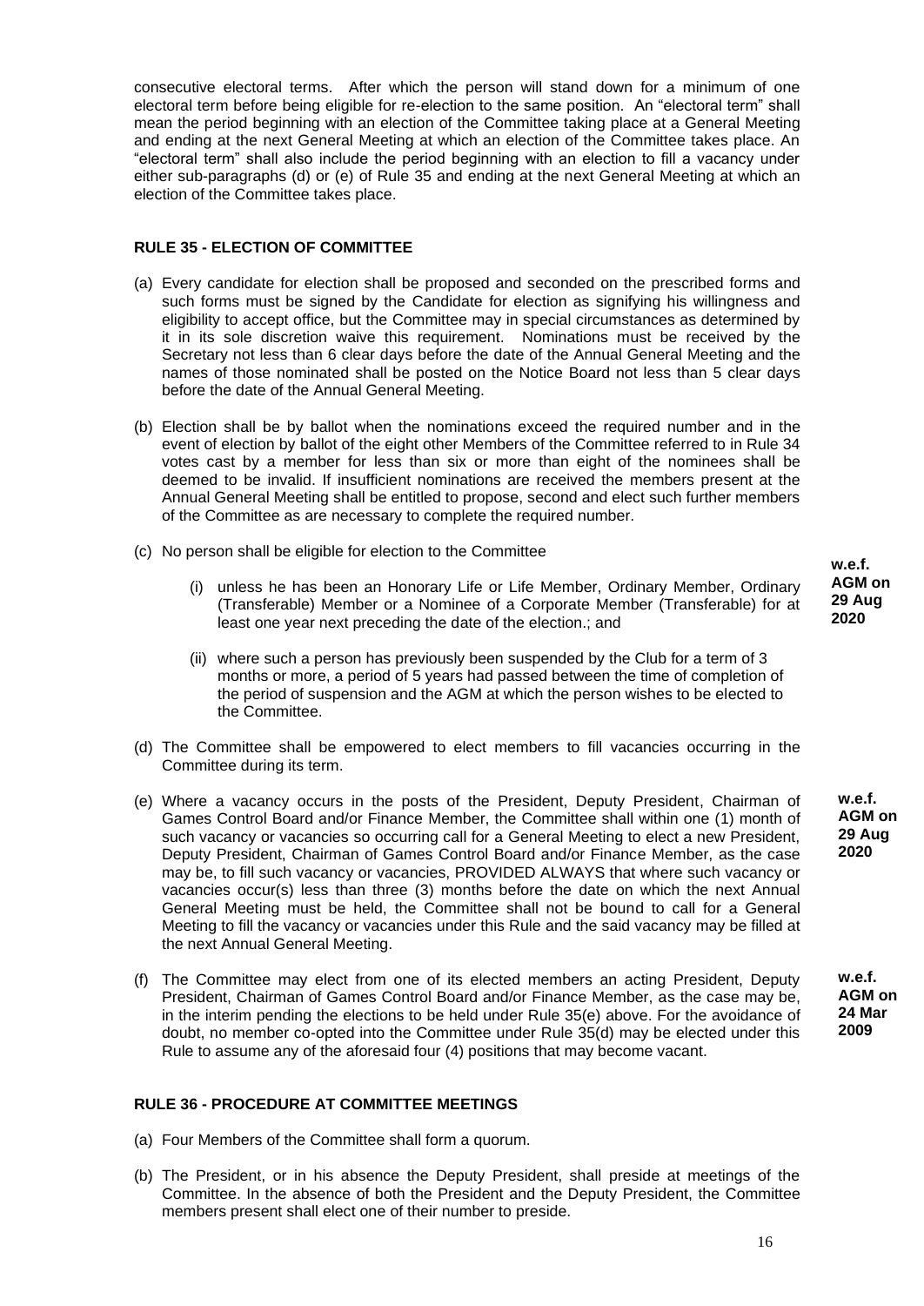consecutive electoral terms. After which the person will stand down for a minimum of one electoral term before being eligible for re-election to the same position. An "electoral term" shall mean the period beginning with an election of the Committee taking place at a General Meeting and ending at the next General Meeting at which an election of the Committee takes place. An "electoral term" shall also include the period beginning with an election to fill a vacancy under either sub-paragraphs (d) or (e) of Rule 35 and ending at the next General Meeting at which an election of the Committee takes place.

### RULE 35 - ELECTION OF COMMITTEE

(a) Every candidate for election shall be proposed and seconded on the prescribed forms and such forms must be signed by the Candidate for election as signifying his willingness and eligibility to accept office, but the Committee may in special circumstances as determined by it in its sole discretion waive this requirement. Nominations must be received by the Secretary not less than 6 clear days before the date of the Annual General Meeting and the names of those nominated shall be posted on the Notice Board not less than 5 clear days before the date of the Annual General Meeting.

(b) Election shall be by ballot when the nominations exceed the required number and in the event of election by ballot of the eight other Members of the Committee referred to in Rule 34 votes cast by a member for less than six or more than eight of the nominees shall be deemed to be invalid. If insufficient nominations are received the members present at the Annual General Meeting shall be entitled to propose, second and elect such further members of the Committee as are necessary to complete the required number.

(c) No person shall be eligible for election to the Committee

   (i) unless he has been an Honorary Life or Life Member, Ordinary Member, Ordinary (Transferable) Member or a Nominee of a Corporate Member (Transferable) for at least one year next preceding the date of the election.; and

   (ii) where such a person has previously been suspended by the Club for a term of 3 months or more, a period of 5 years had passed between the time of completion of the period of suspension and the AGM at which the person wishes to be elected to the Committee.

**w.e.f. AGM on 29 Aug 2020**

(d) The Committee shall be empowered to elect members to fill vacancies occurring in the Committee during its term.

(e) Where a vacancy occurs in the posts of the President, Deputy President, Chairman of Games Control Board and/or Finance Member, the Committee shall within one (1) month of such vacancy or vacancies so occurring call for a General Meeting to elect a new President, Deputy President, Chairman of Games Control Board and/or Finance Member, as the case may be, to fill such vacancy or vacancies, PROVIDED ALWAYS that where such vacancy or vacancies occur(s) less than three (3) months before the date on which the next Annual General Meeting must be held, the Committee shall not be bound to call for a General Meeting to fill the vacancy or vacancies under this Rule and the said vacancy may be filled at the next Annual General Meeting.

**w.e.f. AGM on 29 Aug 2020**

(f) The Committee may elect from one of its elected members an acting President, Deputy President, Chairman of Games Control Board and/or Finance Member, as the case may be, in the interim pending the elections to be held under Rule 35(e) above. For the avoidance of doubt, no member co-opted into the Committee under Rule 35(d) may be elected under this Rule to assume any of the aforesaid four (4) positions that may become vacant.

**w.e.f. AGM on 24 Mar 2009**

### RULE 36 - PROCEDURE AT COMMITTEE MEETINGS

(a) Four Members of the Committee shall form a quorum.

(b) The President, or in his absence the Deputy President, shall preside at meetings of the Committee. In the absence of both the President and the Deputy President, the Committee members present shall elect one of their number to preside.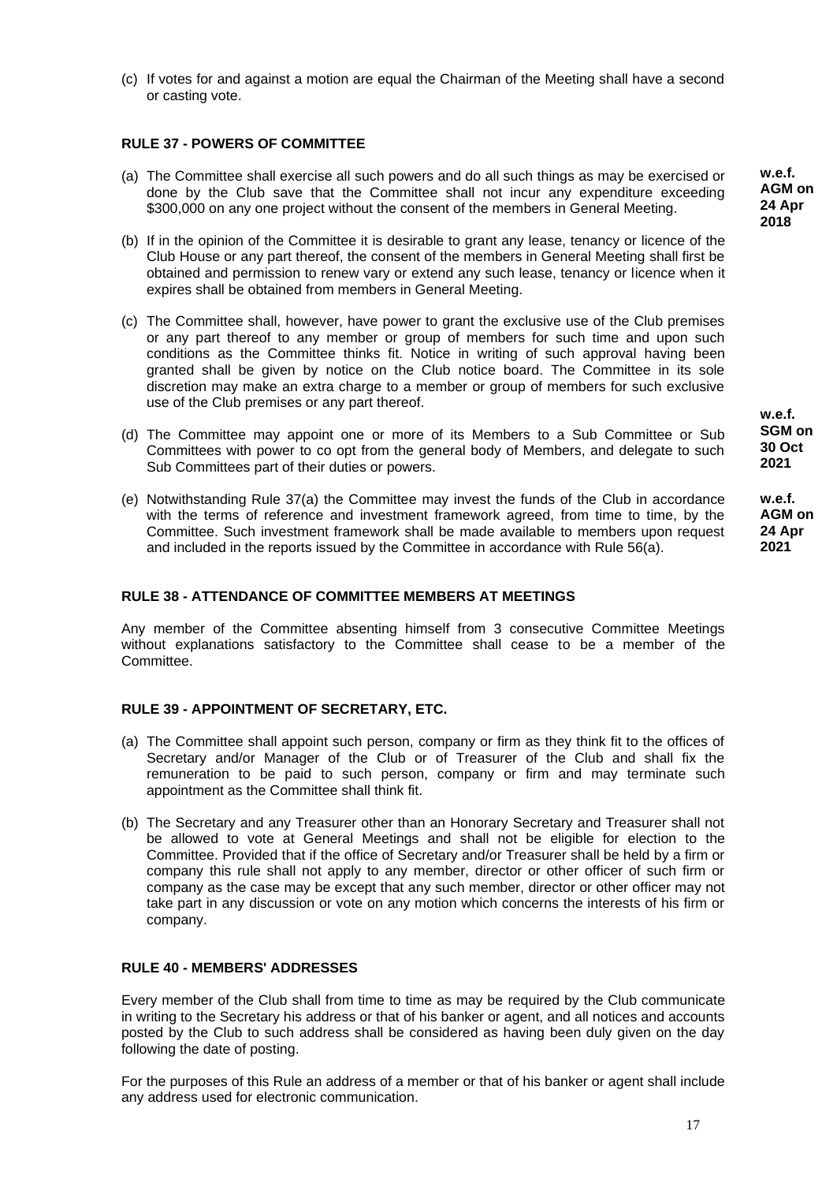(c) If votes for and against a motion are equal the Chairman of the Meeting shall have a second or casting vote.

**RULE 37 - POWERS OF COMMITTEE**

(a) The Committee shall exercise all such powers and do all such things as may be exercised or done by the Club save that the Committee shall not incur any expenditure exceeding \$300,000 on any one project without the consent of the members in General Meeting. **w.e.f. AGM on 24 Apr 2018**

(b) If in the opinion of the Committee it is desirable to grant any lease, tenancy or licence of the Club House or any part thereof, the consent of the members in General Meeting shall first be obtained and permission to renew vary or extend any such lease, tenancy or licence when it expires shall be obtained from members in General Meeting.

(c) The Committee shall, however, have power to grant the exclusive use of the Club premises or any part thereof to any member or group of members for such time and upon such conditions as the Committee thinks fit. Notice in writing of such approval having been granted shall be given by notice on the Club notice board. The Committee in its sole discretion may make an extra charge to a member or group of members for such exclusive use of the Club premises or any part thereof.

(d) The Committee may appoint one or more of its Members to a Sub Committee or Sub Committees with power to co opt from the general body of Members, and delegate to such Sub Committees part of their duties or powers. **w.e.f. SGM on 30 Oct 2021**

(e) Notwithstanding Rule 37(a) the Committee may invest the funds of the Club in accordance with the terms of reference and investment framework agreed, from time to time, by the Committee. Such investment framework shall be made available to members upon request and included in the reports issued by the Committee in accordance with Rule 56(a). **w.e.f. AGM on 24 Apr 2021**

**RULE 38 - ATTENDANCE OF COMMITTEE MEMBERS AT MEETINGS**

Any member of the Committee absenting himself from 3 consecutive Committee Meetings without explanations satisfactory to the Committee shall cease to be a member of the Committee.

**RULE 39 - APPOINTMENT OF SECRETARY, ETC.**

(a) The Committee shall appoint such person, company or firm as they think fit to the offices of Secretary and/or Manager of the Club or of Treasurer of the Club and shall fix the remuneration to be paid to such person, company or firm and may terminate such appointment as the Committee shall think fit.

(b) The Secretary and any Treasurer other than an Honorary Secretary and Treasurer shall not be allowed to vote at General Meetings and shall not be eligible for election to the Committee. Provided that if the office of Secretary and/or Treasurer shall be held by a firm or company this rule shall not apply to any member, director or other officer of such firm or company as the case may be except that any such member, director or other officer may not take part in any discussion or vote on any motion which concerns the interests of his firm or company.

**RULE 40 - MEMBERS' ADDRESSES**

Every member of the Club shall from time to time as may be required by the Club communicate in writing to the Secretary his address or that of his banker or agent, and all notices and accounts posted by the Club to such address shall be considered as having been duly given on the day following the date of posting.

For the purposes of this Rule an address of a member or that of his banker or agent shall include any address used for electronic communication.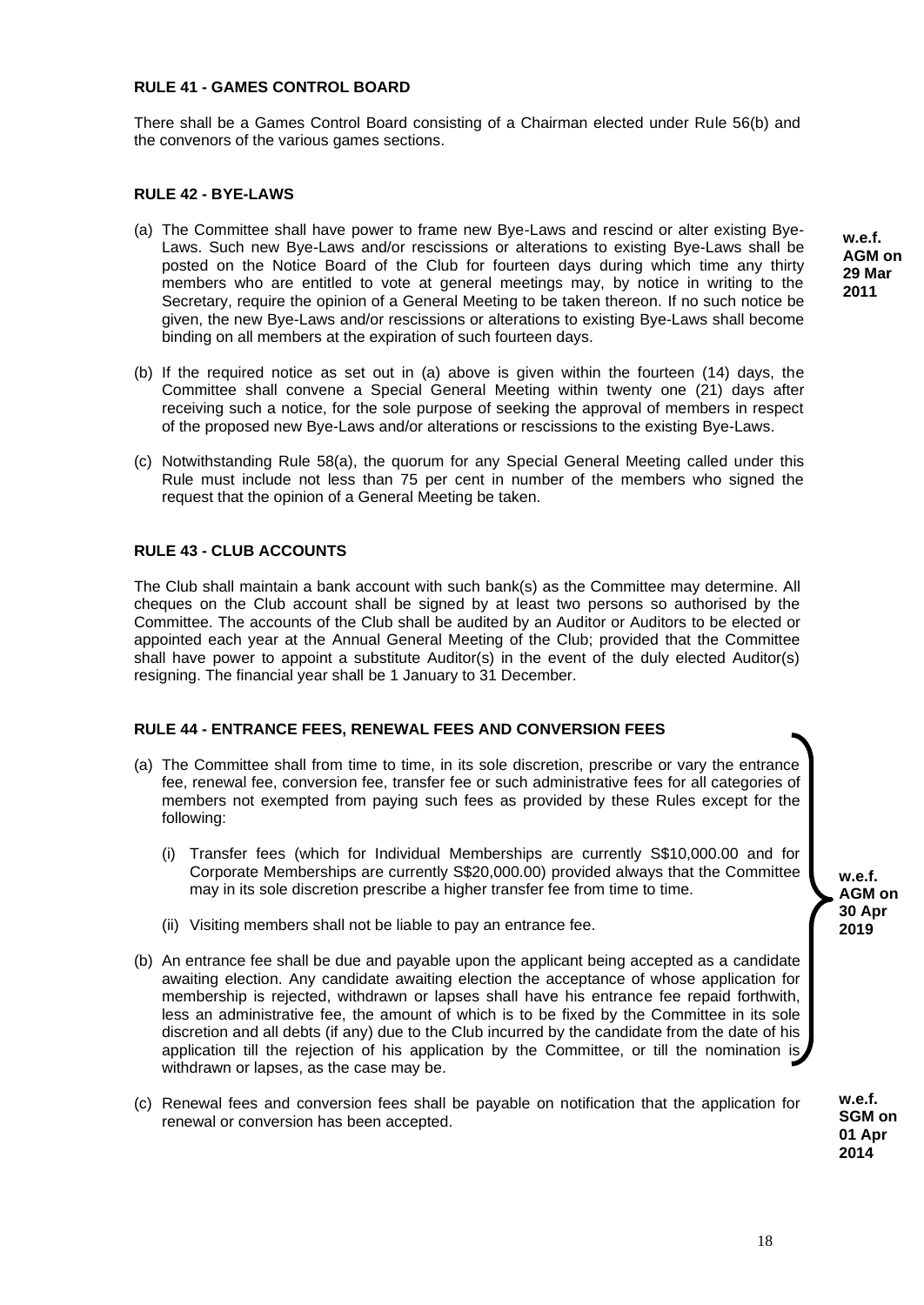**RULE 41 - GAMES CONTROL BOARD**

There shall be a Games Control Board consisting of a Chairman elected under Rule 56(b) and the convenors of the various games sections.

**RULE 42 - BYE-LAWS**

(a) The Committee shall have power to frame new Bye-Laws and rescind or alter existing Bye-Laws. Such new Bye-Laws and/or rescissions or alterations to existing Bye-Laws shall be posted on the Notice Board of the Club for fourteen days during which time any thirty members who are entitled to vote at general meetings may, by notice in writing to the Secretary, require the opinion of a General Meeting to be taken thereon. If no such notice be given, the new Bye-Laws and/or rescissions or alterations to existing Bye-Laws shall become binding on all members at the expiration of such fourteen days.

**w.e.f. AGM on 29 Mar 2011**

(b) If the required notice as set out in (a) above is given within the fourteen (14) days, the Committee shall convene a Special General Meeting within twenty one (21) days after receiving such a notice, for the sole purpose of seeking the approval of members in respect of the proposed new Bye-Laws and/or alterations or rescissions to the existing Bye-Laws.

(c) Notwithstanding Rule 58(a), the quorum for any Special General Meeting called under this Rule must include not less than 75 per cent in number of the members who signed the request that the opinion of a General Meeting be taken.

**RULE 43 - CLUB ACCOUNTS**

The Club shall maintain a bank account with such bank(s) as the Committee may determine. All cheques on the Club account shall be signed by at least two persons so authorised by the Committee. The accounts of the Club shall be audited by an Auditor or Auditors to be elected or appointed each year at the Annual General Meeting of the Club; provided that the Committee shall have power to appoint a substitute Auditor(s) in the event of the duly elected Auditor(s) resigning. The financial year shall be 1 January to 31 December.

**RULE 44 - ENTRANCE FEES, RENEWAL FEES AND CONVERSION FEES**

(a) The Committee shall from time to time, in its sole discretion, prescribe or vary the entrance fee, renewal fee, conversion fee, transfer fee or such administrative fees for all categories of members not exempted from paying such fees as provided by these Rules except for the following:

   (i) Transfer fees (which for Individual Memberships are currently S$10,000.00 and for Corporate Memberships are currently S$20,000.00) provided always that the Committee may in its sole discretion prescribe a higher transfer fee from time to time.

   (ii) Visiting members shall not be liable to pay an entrance fee.

(b) An entrance fee shall be due and payable upon the applicant being accepted as a candidate awaiting election. Any candidate awaiting election the acceptance of whose application for membership is rejected, withdrawn or lapses shall have his entrance fee repaid forthwith, less an administrative fee, the amount of which is to be fixed by the Committee in its sole discretion and all debts (if any) due to the Club incurred by the candidate from the date of his application till the rejection of his application by the Committee, or till the nomination is withdrawn or lapses, as the case may be.

**w.e.f. AGM on 30 Apr 2019**

(c) Renewal fees and conversion fees shall be payable on notification that the application for renewal or conversion has been accepted.

**w.e.f. SGM on 01 Apr 2014**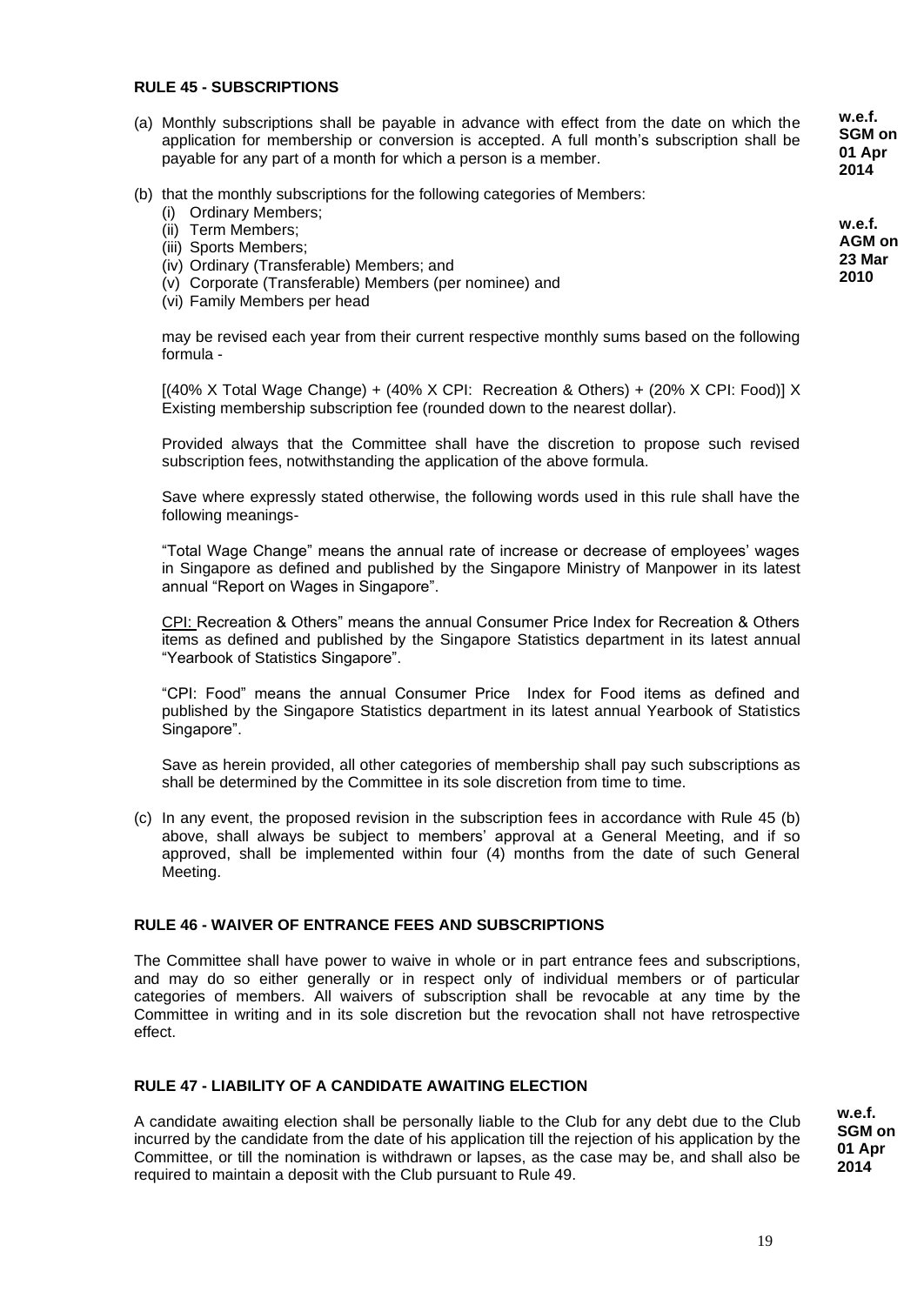**RULE 45 - SUBSCRIPTIONS**

(a) Monthly subscriptions shall be payable in advance with effect from the date on which the application for membership or conversion is accepted. A full month's subscription shall be payable for any part of a month for which a person is a member.

**w.e.f. SGM on 01 Apr 2014**

(b) that the monthly subscriptions for the following categories of Members:
   (i) Ordinary Members;
   (ii) Term Members;
   (iii) Sports Members;
   (iv) Ordinary (Transferable) Members; and
   (v) Corporate (Transferable) Members (per nominee) and
   (vi) Family Members per head

**w.e.f. AGM on 23 Mar 2010**

may be revised each year from their current respective monthly sums based on the following formula -

[(40% X Total Wage Change) + (40% X CPI: Recreation & Others) + (20% X CPI: Food)] X Existing membership subscription fee (rounded down to the nearest dollar).

Provided always that the Committee shall have the discretion to propose such revised subscription fees, notwithstanding the application of the above formula.

Save where expressly stated otherwise, the following words used in this rule shall have the following meanings-

"Total Wage Change" means the annual rate of increase or decrease of employees' wages in Singapore as defined and published by the Singapore Ministry of Manpower in its latest annual "Report on Wages in Singapore".

CPI: Recreation & Others" means the annual Consumer Price Index for Recreation & Others items as defined and published by the Singapore Statistics department in its latest annual "Yearbook of Statistics Singapore".

"CPI: Food" means the annual Consumer Price Index for Food items as defined and published by the Singapore Statistics department in its latest annual Yearbook of Statistics Singapore".

Save as herein provided, all other categories of membership shall pay such subscriptions as shall be determined by the Committee in its sole discretion from time to time.

(c) In any event, the proposed revision in the subscription fees in accordance with Rule 45 (b) above, shall always be subject to members' approval at a General Meeting, and if so approved, shall be implemented within four (4) months from the date of such General Meeting.

**RULE 46 - WAIVER OF ENTRANCE FEES AND SUBSCRIPTIONS**

The Committee shall have power to waive in whole or in part entrance fees and subscriptions, and may do so either generally or in respect only of individual members or of particular categories of members. All waivers of subscription shall be revocable at any time by the Committee in writing and in its sole discretion but the revocation shall not have retrospective effect.

**RULE 47 - LIABILITY OF A CANDIDATE AWAITING ELECTION**

A candidate awaiting election shall be personally liable to the Club for any debt due to the Club incurred by the candidate from the date of his application till the rejection of his application by the Committee, or till the nomination is withdrawn or lapses, as the case may be, and shall also be required to maintain a deposit with the Club pursuant to Rule 49.

**w.e.f. SGM on 01 Apr 2014**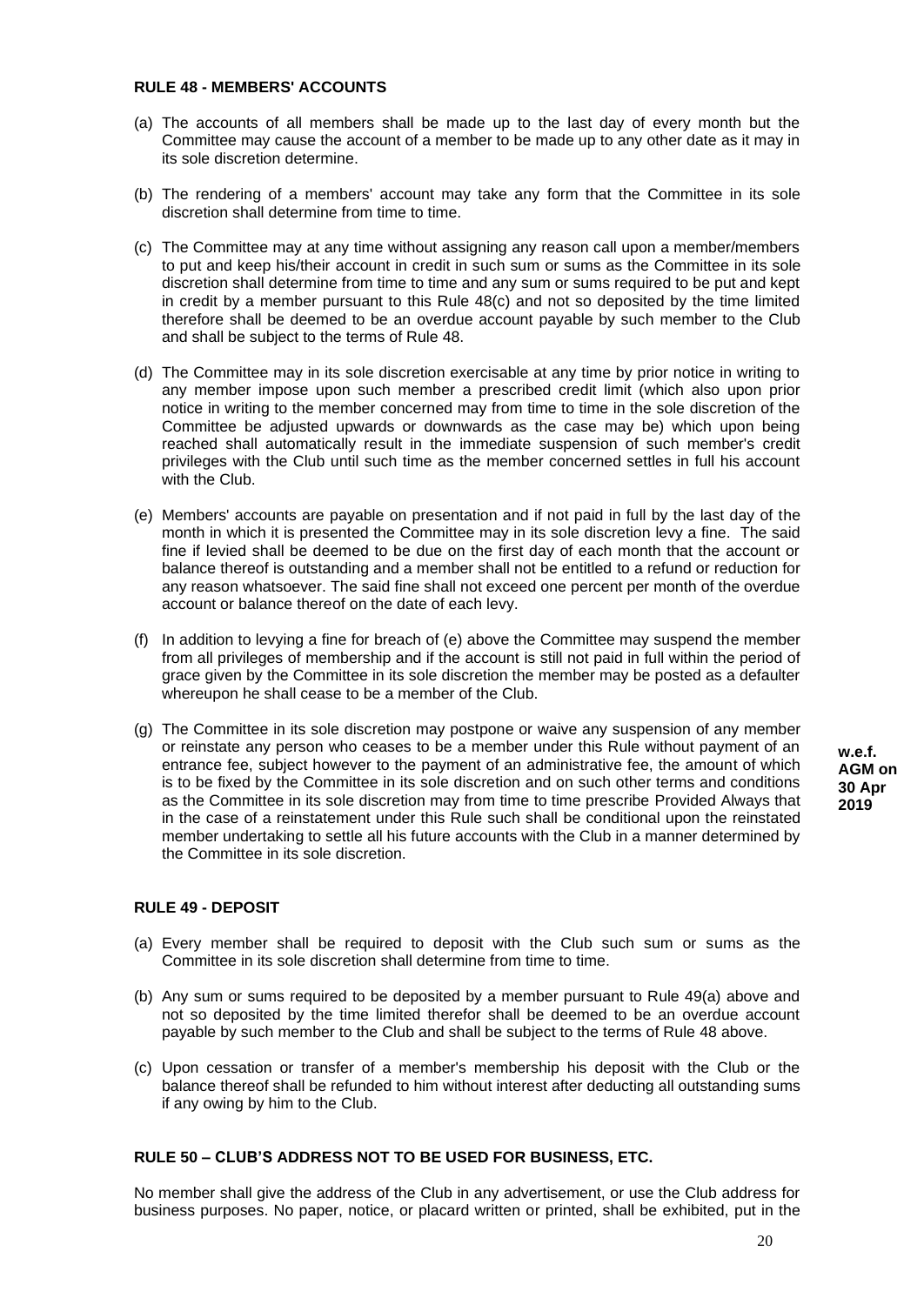**RULE 48 - MEMBERS' ACCOUNTS**

(a) The accounts of all members shall be made up to the last day of every month but the Committee may cause the account of a member to be made up to any other date as it may in its sole discretion determine.

(b) The rendering of a members' account may take any form that the Committee in its sole discretion shall determine from time to time.

(c) The Committee may at any time without assigning any reason call upon a member/members to put and keep his/their account in credit in such sum or sums as the Committee in its sole discretion shall determine from time to time and any sum or sums required to be put and kept in credit by a member pursuant to this Rule 48(c) and not so deposited by the time limited therefore shall be deemed to be an overdue account payable by such member to the Club and shall be subject to the terms of Rule 48.

(d) The Committee may in its sole discretion exercisable at any time by prior notice in writing to any member impose upon such member a prescribed credit limit (which also upon prior notice in writing to the member concerned may from time to time in the sole discretion of the Committee be adjusted upwards or downwards as the case may be) which upon being reached shall automatically result in the immediate suspension of such member's credit privileges with the Club until such time as the member concerned settles in full his account with the Club.

(e) Members' accounts are payable on presentation and if not paid in full by the last day of the month in which it is presented the Committee may in its sole discretion levy a fine. The said fine if levied shall be deemed to be due on the first day of each month that the account or balance thereof is outstanding and a member shall not be entitled to a refund or reduction for any reason whatsoever. The said fine shall not exceed one percent per month of the overdue account or balance thereof on the date of each levy.

(f) In addition to levying a fine for breach of (e) above the Committee may suspend the member from all privileges of membership and if the account is still not paid in full within the period of grace given by the Committee in its sole discretion the member may be posted as a defaulter whereupon he shall cease to be a member of the Club.

(g) The Committee in its sole discretion may postpone or waive any suspension of any member or reinstate any person who ceases to be a member under this Rule without payment of an entrance fee, subject however to the payment of an administrative fee, the amount of which is to be fixed by the Committee in its sole discretion and on such other terms and conditions as the Committee in its sole discretion may from time to time prescribe Provided Always that in the case of a reinstatement under this Rule such shall be conditional upon the reinstated member undertaking to settle all his future accounts with the Club in a manner determined by the Committee in its sole discretion.

**w.e.f. AGM on 30 Apr 2019**

**RULE 49 - DEPOSIT**

(a) Every member shall be required to deposit with the Club such sum or sums as the Committee in its sole discretion shall determine from time to time.

(b) Any sum or sums required to be deposited by a member pursuant to Rule 49(a) above and not so deposited by the time limited therefor shall be deemed to be an overdue account payable by such member to the Club and shall be subject to the terms of Rule 48 above.

(c) Upon cessation or transfer of a member's membership his deposit with the Club or the balance thereof shall be refunded to him without interest after deducting all outstanding sums if any owing by him to the Club.

**RULE 50 – CLUB'S ADDRESS NOT TO BE USED FOR BUSINESS, ETC.**

No member shall give the address of the Club in any advertisement, or use the Club address for business purposes. No paper, notice, or placard written or printed, shall be exhibited, put in the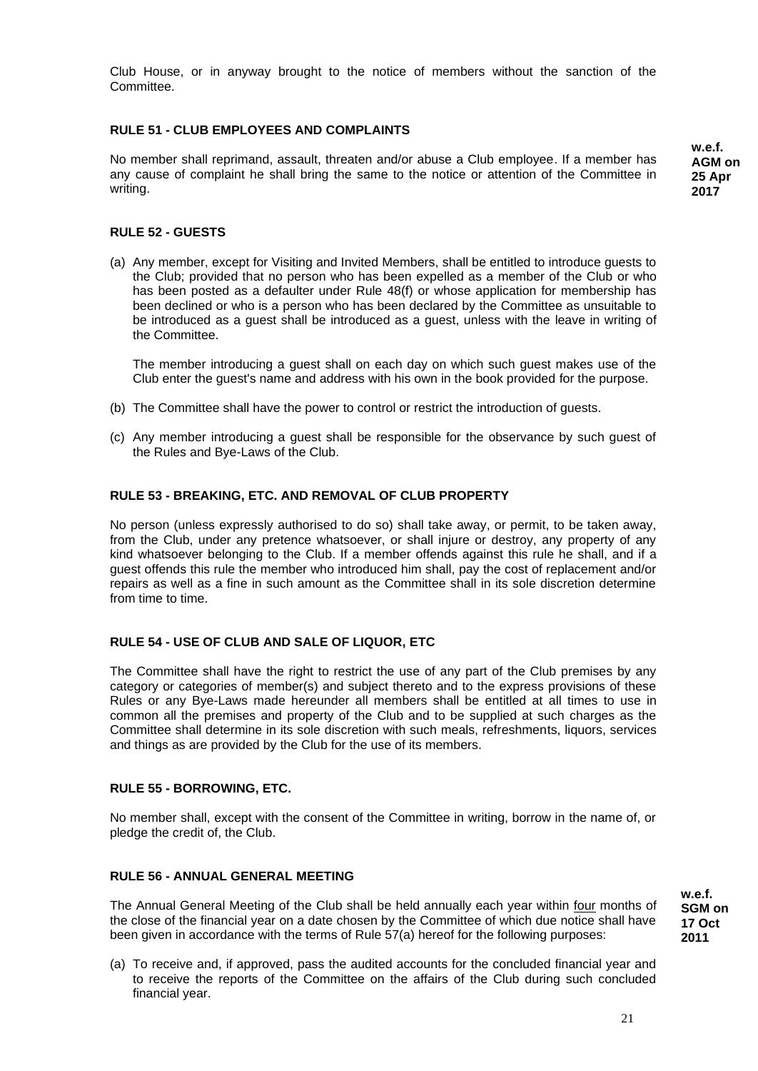Club House, or in anyway brought to the notice of members without the sanction of the Committee.

### RULE 51 - CLUB EMPLOYEES AND COMPLAINTS

No member shall reprimand, assault, threaten and/or abuse a Club employee. If a member has any cause of complaint he shall bring the same to the notice or attention of the Committee in writing.

**w.e.f. AGM on 25 Apr 2017**

### RULE 52 - GUESTS

(a) Any member, except for Visiting and Invited Members, shall be entitled to introduce guests to the Club; provided that no person who has been expelled as a member of the Club or who has been posted as a defaulter under Rule 48(f) or whose application for membership has been declined or who is a person who has been declared by the Committee as unsuitable to be introduced as a guest shall be introduced as a guest, unless with the leave in writing of the Committee.

The member introducing a guest shall on each day on which such guest makes use of the Club enter the guest's name and address with his own in the book provided for the purpose.

(b) The Committee shall have the power to control or restrict the introduction of guests.

(c) Any member introducing a guest shall be responsible for the observance by such guest of the Rules and Bye-Laws of the Club.

### RULE 53 - BREAKING, ETC. AND REMOVAL OF CLUB PROPERTY

No person (unless expressly authorised to do so) shall take away, or permit, to be taken away, from the Club, under any pretence whatsoever, or shall injure or destroy, any property of any kind whatsoever belonging to the Club. If a member offends against this rule he shall, and if a guest offends this rule the member who introduced him shall, pay the cost of replacement and/or repairs as well as a fine in such amount as the Committee shall in its sole discretion determine from time to time.

### RULE 54 - USE OF CLUB AND SALE OF LIQUOR, ETC

The Committee shall have the right to restrict the use of any part of the Club premises by any category or categories of member(s) and subject thereto and to the express provisions of these Rules or any Bye-Laws made hereunder all members shall be entitled at all times to use in common all the premises and property of the Club and to be supplied at such charges as the Committee shall determine in its sole discretion with such meals, refreshments, liquors, services and things as are provided by the Club for the use of its members.

### RULE 55 - BORROWING, ETC.

No member shall, except with the consent of the Committee in writing, borrow in the name of, or pledge the credit of, the Club.

### RULE 56 - ANNUAL GENERAL MEETING

The Annual General Meeting of the Club shall be held annually each year within four months of the close of the financial year on a date chosen by the Committee of which due notice shall have been given in accordance with the terms of Rule 57(a) hereof for the following purposes:

**w.e.f. SGM on 17 Oct 2011**

(a) To receive and, if approved, pass the audited accounts for the concluded financial year and to receive the reports of the Committee on the affairs of the Club during such concluded financial year.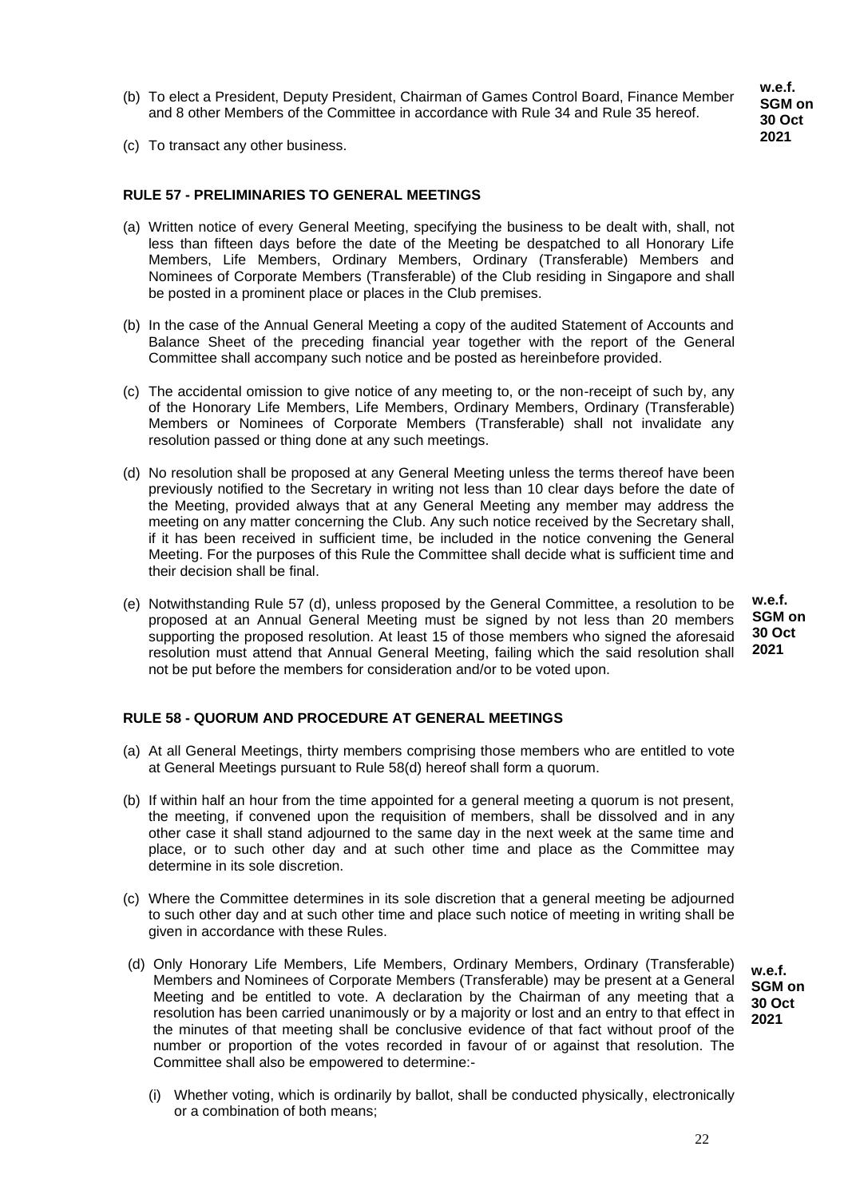(b) To elect a President, Deputy President, Chairman of Games Control Board, Finance Member and 8 other Members of the Committee in accordance with Rule 34 and Rule 35 hereof. **w.e.f. SGM on 30 Oct 2021**

(c) To transact any other business.

**RULE 57 - PRELIMINARIES TO GENERAL MEETINGS**

(a) Written notice of every General Meeting, specifying the business to be dealt with, shall, not less than fifteen days before the date of the Meeting be despatched to all Honorary Life Members, Life Members, Ordinary Members, Ordinary (Transferable) Members and Nominees of Corporate Members (Transferable) of the Club residing in Singapore and shall be posted in a prominent place or places in the Club premises.

(b) In the case of the Annual General Meeting a copy of the audited Statement of Accounts and Balance Sheet of the preceding financial year together with the report of the General Committee shall accompany such notice and be posted as hereinbefore provided.

(c) The accidental omission to give notice of any meeting to, or the non-receipt of such by, any of the Honorary Life Members, Life Members, Ordinary Members, Ordinary (Transferable) Members or Nominees of Corporate Members (Transferable) shall not invalidate any resolution passed or thing done at any such meetings.

(d) No resolution shall be proposed at any General Meeting unless the terms thereof have been previously notified to the Secretary in writing not less than 10 clear days before the date of the Meeting, provided always that at any General Meeting any member may address the meeting on any matter concerning the Club. Any such notice received by the Secretary shall, if it has been received in sufficient time, be included in the notice convening the General Meeting. For the purposes of this Rule the Committee shall decide what is sufficient time and their decision shall be final.

(e) Notwithstanding Rule 57 (d), unless proposed by the General Committee, a resolution to be proposed at an Annual General Meeting must be signed by not less than 20 members supporting the proposed resolution. At least 15 of those members who signed the aforesaid resolution must attend that Annual General Meeting, failing which the said resolution shall not be put before the members for consideration and/or to be voted upon. **w.e.f. SGM on 30 Oct 2021**

**RULE 58 - QUORUM AND PROCEDURE AT GENERAL MEETINGS**

(a) At all General Meetings, thirty members comprising those members who are entitled to vote at General Meetings pursuant to Rule 58(d) hereof shall form a quorum.

(b) If within half an hour from the time appointed for a general meeting a quorum is not present, the meeting, if convened upon the requisition of members, shall be dissolved and in any other case it shall stand adjourned to the same day in the next week at the same time and place, or to such other day and at such other time and place as the Committee may determine in its sole discretion.

(c) Where the Committee determines in its sole discretion that a general meeting be adjourned to such other day and at such other time and place such notice of meeting in writing shall be given in accordance with these Rules.

(d) Only Honorary Life Members, Life Members, Ordinary Members, Ordinary (Transferable) Members and Nominees of Corporate Members (Transferable) may be present at a General Meeting and be entitled to vote. A declaration by the Chairman of any meeting that a resolution has been carried unanimously or by a majority or lost and an entry to that effect in the minutes of that meeting shall be conclusive evidence of that fact without proof of the number or proportion of the votes recorded in favour of or against that resolution. The Committee shall also be empowered to determine:- **w.e.f. SGM on 30 Oct 2021**

   (i) Whether voting, which is ordinarily by ballot, shall be conducted physically, electronically or a combination of both means;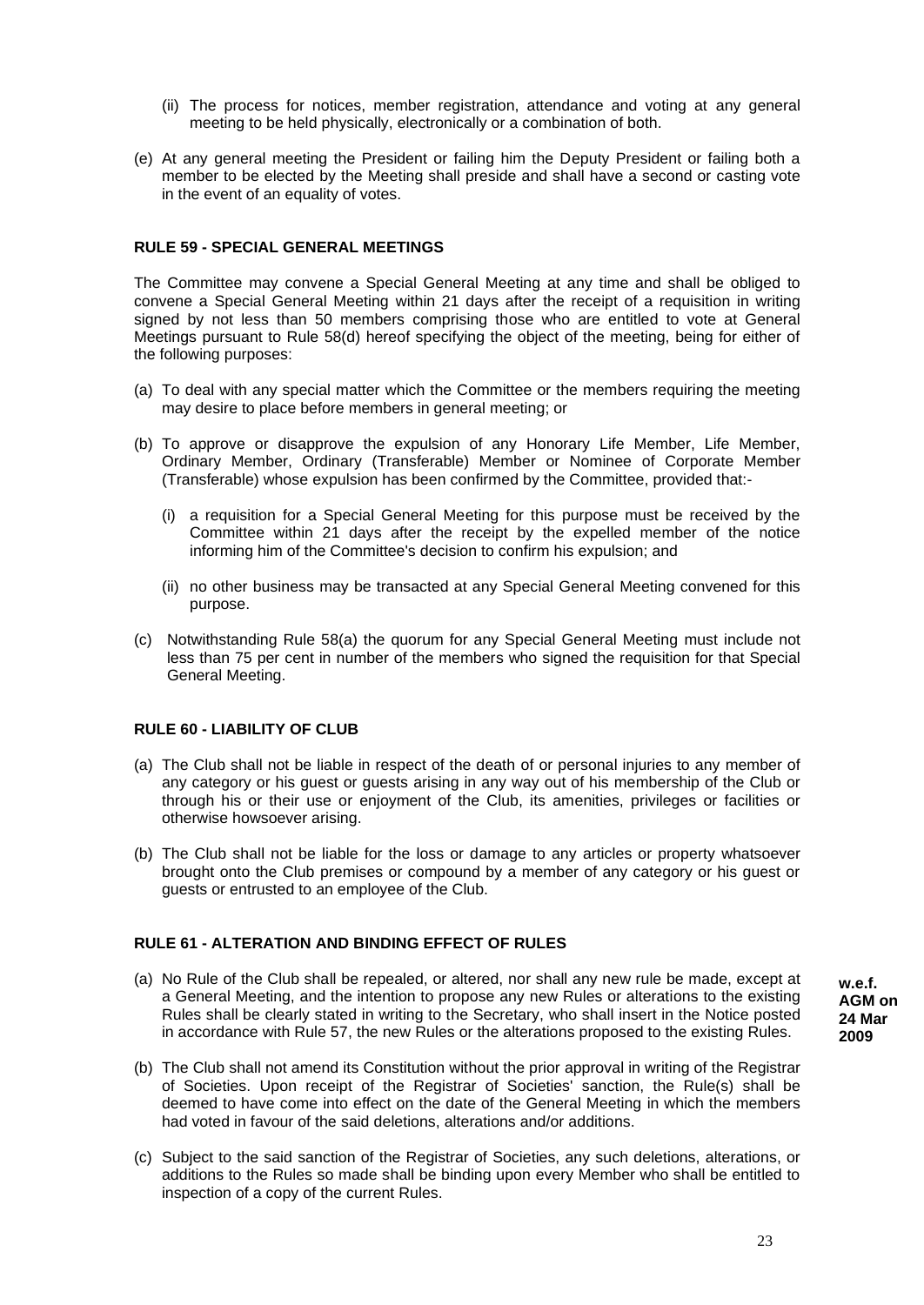(ii) The process for notices, member registration, attendance and voting at any general meeting to be held physically, electronically or a combination of both.

(e) At any general meeting the President or failing him the Deputy President or failing both a member to be elected by the Meeting shall preside and shall have a second or casting vote in the event of an equality of votes.

**RULE 59 - SPECIAL GENERAL MEETINGS**

The Committee may convene a Special General Meeting at any time and shall be obliged to convene a Special General Meeting within 21 days after the receipt of a requisition in writing signed by not less than 50 members comprising those who are entitled to vote at General Meetings pursuant to Rule 58(d) hereof specifying the object of the meeting, being for either of the following purposes:

(a) To deal with any special matter which the Committee or the members requiring the meeting may desire to place before members in general meeting; or

(b) To approve or disapprove the expulsion of any Honorary Life Member, Life Member, Ordinary Member, Ordinary (Transferable) Member or Nominee of Corporate Member (Transferable) whose expulsion has been confirmed by the Committee, provided that:-

   (i) a requisition for a Special General Meeting for this purpose must be received by the Committee within 21 days after the receipt by the expelled member of the notice informing him of the Committee's decision to confirm his expulsion; and

   (ii) no other business may be transacted at any Special General Meeting convened for this purpose.

(c) Notwithstanding Rule 58(a) the quorum for any Special General Meeting must include not less than 75 per cent in number of the members who signed the requisition for that Special General Meeting.

**RULE 60 - LIABILITY OF CLUB**

(a) The Club shall not be liable in respect of the death of or personal injuries to any member of any category or his guest or guests arising in any way out of his membership of the Club or through his or their use or enjoyment of the Club, its amenities, privileges or facilities or otherwise howsoever arising.

(b) The Club shall not be liable for the loss or damage to any articles or property whatsoever brought onto the Club premises or compound by a member of any category or his guest or guests or entrusted to an employee of the Club.

**RULE 61 - ALTERATION AND BINDING EFFECT OF RULES**

(a) No Rule of the Club shall be repealed, or altered, nor shall any new rule be made, except at a General Meeting, and the intention to propose any new Rules or alterations to the existing Rules shall be clearly stated in writing to the Secretary, who shall insert in the Notice posted in accordance with Rule 57, the new Rules or the alterations proposed to the existing Rules.

**w.e.f. AGM on 24 Mar 2009**

(b) The Club shall not amend its Constitution without the prior approval in writing of the Registrar of Societies. Upon receipt of the Registrar of Societies' sanction, the Rule(s) shall be deemed to have come into effect on the date of the General Meeting in which the members had voted in favour of the said deletions, alterations and/or additions.

(c) Subject to the said sanction of the Registrar of Societies, any such deletions, alterations, or additions to the Rules so made shall be binding upon every Member who shall be entitled to inspection of a copy of the current Rules.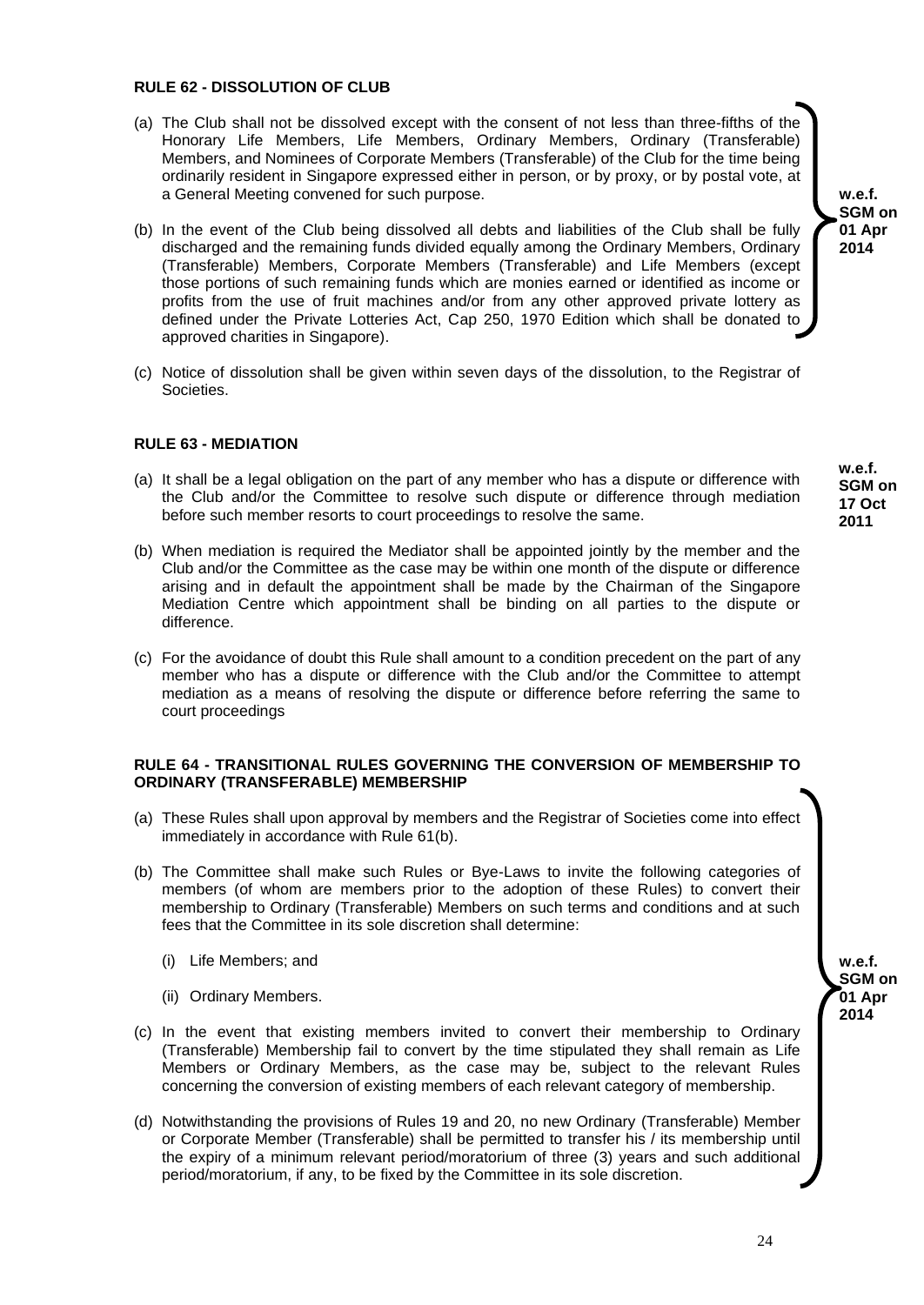**RULE 62 - DISSOLUTION OF CLUB**

(a) The Club shall not be dissolved except with the consent of not less than three-fifths of the Honorary Life Members, Life Members, Ordinary Members, Ordinary (Transferable) Members, and Nominees of Corporate Members (Transferable) of the Club for the time being ordinarily resident in Singapore expressed either in person, or by proxy, or by postal vote, at a General Meeting convened for such purpose.

(b) In the event of the Club being dissolved all debts and liabilities of the Club shall be fully discharged and the remaining funds divided equally among the Ordinary Members, Ordinary (Transferable) Members, Corporate Members (Transferable) and Life Members (except those portions of such remaining funds which are monies earned or identified as income or profits from the use of fruit machines and/or from any other approved private lottery as defined under the Private Lotteries Act, Cap 250, 1970 Edition which shall be donated to approved charities in Singapore).

**w.e.f. SGM on 01 Apr 2014**

(c) Notice of dissolution shall be given within seven days of the dissolution, to the Registrar of Societies.

**RULE 63 - MEDIATION**

**w.e.f. SGM on 17 Oct 2011**

(a) It shall be a legal obligation on the part of any member who has a dispute or difference with the Club and/or the Committee to resolve such dispute or difference through mediation before such member resorts to court proceedings to resolve the same.

(b) When mediation is required the Mediator shall be appointed jointly by the member and the Club and/or the Committee as the case may be within one month of the dispute or difference arising and in default the appointment shall be made by the Chairman of the Singapore Mediation Centre which appointment shall be binding on all parties to the dispute or difference.

(c) For the avoidance of doubt this Rule shall amount to a condition precedent on the part of any member who has a dispute or difference with the Club and/or the Committee to attempt mediation as a means of resolving the dispute or difference before referring the same to court proceedings

**RULE 64 - TRANSITIONAL RULES GOVERNING THE CONVERSION OF MEMBERSHIP TO ORDINARY (TRANSFERABLE) MEMBERSHIP**

(a) These Rules shall upon approval by members and the Registrar of Societies come into effect immediately in accordance with Rule 61(b).

(b) The Committee shall make such Rules or Bye-Laws to invite the following categories of members (of whom are members prior to the adoption of these Rules) to convert their membership to Ordinary (Transferable) Members on such terms and conditions and at such fees that the Committee in its sole discretion shall determine:

  (i) Life Members; and

  (ii) Ordinary Members.

(c) In the event that existing members invited to convert their membership to Ordinary (Transferable) Membership fail to convert by the time stipulated they shall remain as Life Members or Ordinary Members, as the case may be, subject to the relevant Rules concerning the conversion of existing members of each relevant category of membership.

(d) Notwithstanding the provisions of Rules 19 and 20, no new Ordinary (Transferable) Member or Corporate Member (Transferable) shall be permitted to transfer his / its membership until the expiry of a minimum relevant period/moratorium of three (3) years and such additional period/moratorium, if any, to be fixed by the Committee in its sole discretion.

**w.e.f. SGM on 01 Apr 2014**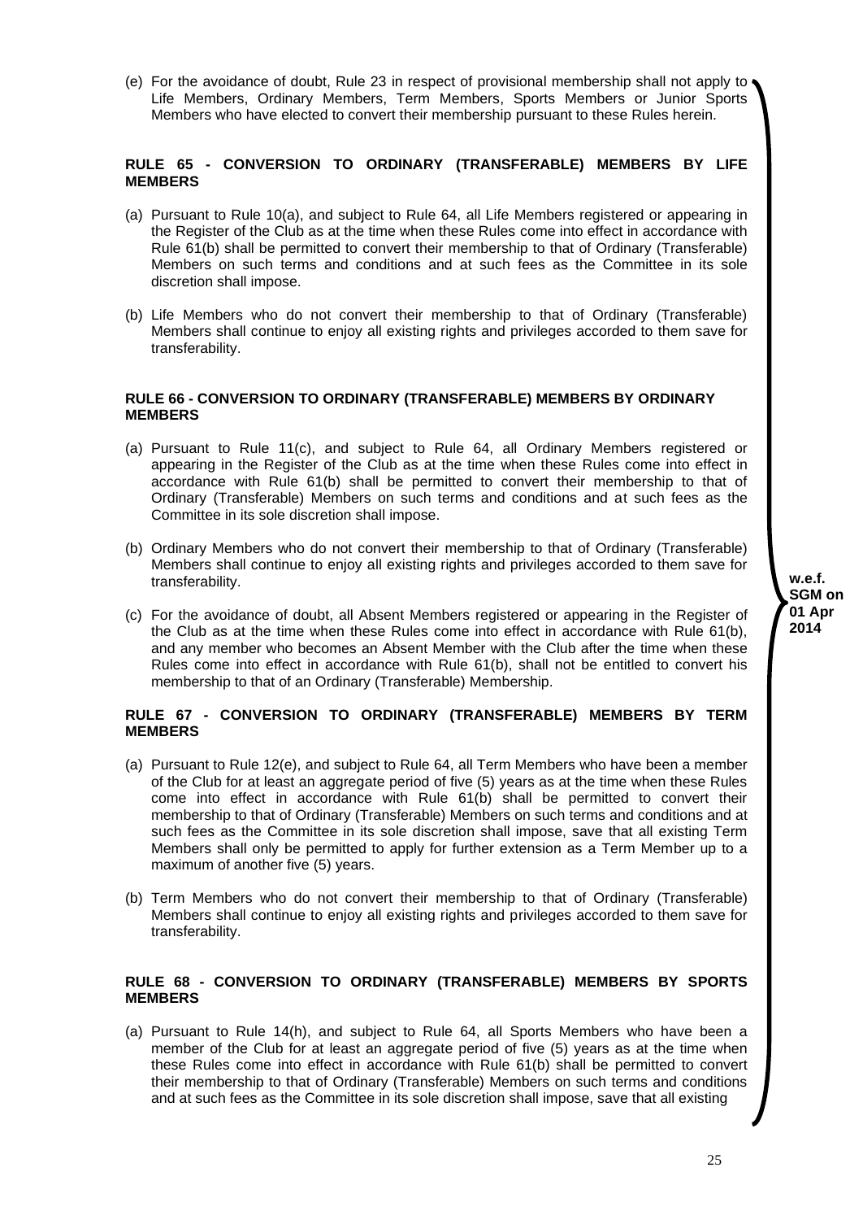(e) For the avoidance of doubt, Rule 23 in respect of provisional membership shall not apply to Life Members, Ordinary Members, Term Members, Sports Members or Junior Sports Members who have elected to convert their membership pursuant to these Rules herein.

**RULE 65 - CONVERSION TO ORDINARY (TRANSFERABLE) MEMBERS BY LIFE MEMBERS**

(a) Pursuant to Rule 10(a), and subject to Rule 64, all Life Members registered or appearing in the Register of the Club as at the time when these Rules come into effect in accordance with Rule 61(b) shall be permitted to convert their membership to that of Ordinary (Transferable) Members on such terms and conditions and at such fees as the Committee in its sole discretion shall impose.

(b) Life Members who do not convert their membership to that of Ordinary (Transferable) Members shall continue to enjoy all existing rights and privileges accorded to them save for transferability.

**RULE 66 - CONVERSION TO ORDINARY (TRANSFERABLE) MEMBERS BY ORDINARY MEMBERS**

(a) Pursuant to Rule 11(c), and subject to Rule 64, all Ordinary Members registered or appearing in the Register of the Club as at the time when these Rules come into effect in accordance with Rule 61(b) shall be permitted to convert their membership to that of Ordinary (Transferable) Members on such terms and conditions and at such fees as the Committee in its sole discretion shall impose.

(b) Ordinary Members who do not convert their membership to that of Ordinary (Transferable) Members shall continue to enjoy all existing rights and privileges accorded to them save for transferability.

(c) For the avoidance of doubt, all Absent Members registered or appearing in the Register of the Club as at the time when these Rules come into effect in accordance with Rule 61(b), and any member who becomes an Absent Member with the Club after the time when these Rules come into effect in accordance with Rule 61(b), shall not be entitled to convert his membership to that of an Ordinary (Transferable) Membership.

**w.e.f. SGM on 01 Apr 2014**

**RULE 67 - CONVERSION TO ORDINARY (TRANSFERABLE) MEMBERS BY TERM MEMBERS**

(a) Pursuant to Rule 12(e), and subject to Rule 64, all Term Members who have been a member of the Club for at least an aggregate period of five (5) years as at the time when these Rules come into effect in accordance with Rule 61(b) shall be permitted to convert their membership to that of Ordinary (Transferable) Members on such terms and conditions and at such fees as the Committee in its sole discretion shall impose, save that all existing Term Members shall only be permitted to apply for further extension as a Term Member up to a maximum of another five (5) years.

(b) Term Members who do not convert their membership to that of Ordinary (Transferable) Members shall continue to enjoy all existing rights and privileges accorded to them save for transferability.

**RULE 68 - CONVERSION TO ORDINARY (TRANSFERABLE) MEMBERS BY SPORTS MEMBERS**

(a) Pursuant to Rule 14(h), and subject to Rule 64, all Sports Members who have been a member of the Club for at least an aggregate period of five (5) years as at the time when these Rules come into effect in accordance with Rule 61(b) shall be permitted to convert their membership to that of Ordinary (Transferable) Members on such terms and conditions and at such fees as the Committee in its sole discretion shall impose, save that all existing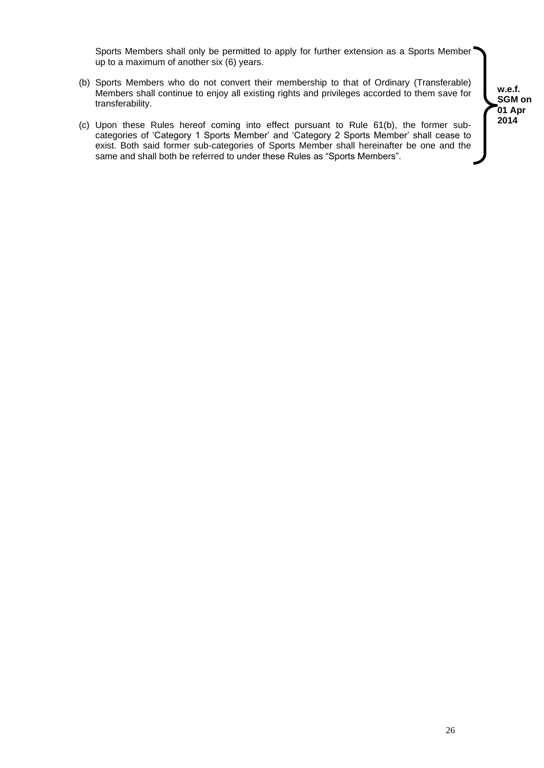Sports Members shall only be permitted to apply for further extension as a Sports Member up to a maximum of another six (6) years.

(b) Sports Members who do not convert their membership to that of Ordinary (Transferable) Members shall continue to enjoy all existing rights and privileges accorded to them save for transferability.

(c) Upon these Rules hereof coming into effect pursuant to Rule 61(b), the former sub-categories of 'Category 1 Sports Member' and 'Category 2 Sports Member' shall cease to exist. Both said former sub-categories of Sports Member shall hereinafter be one and the same and shall both be referred to under these Rules as "Sports Members".

**w.e.f. SGM on 01 Apr 2014**